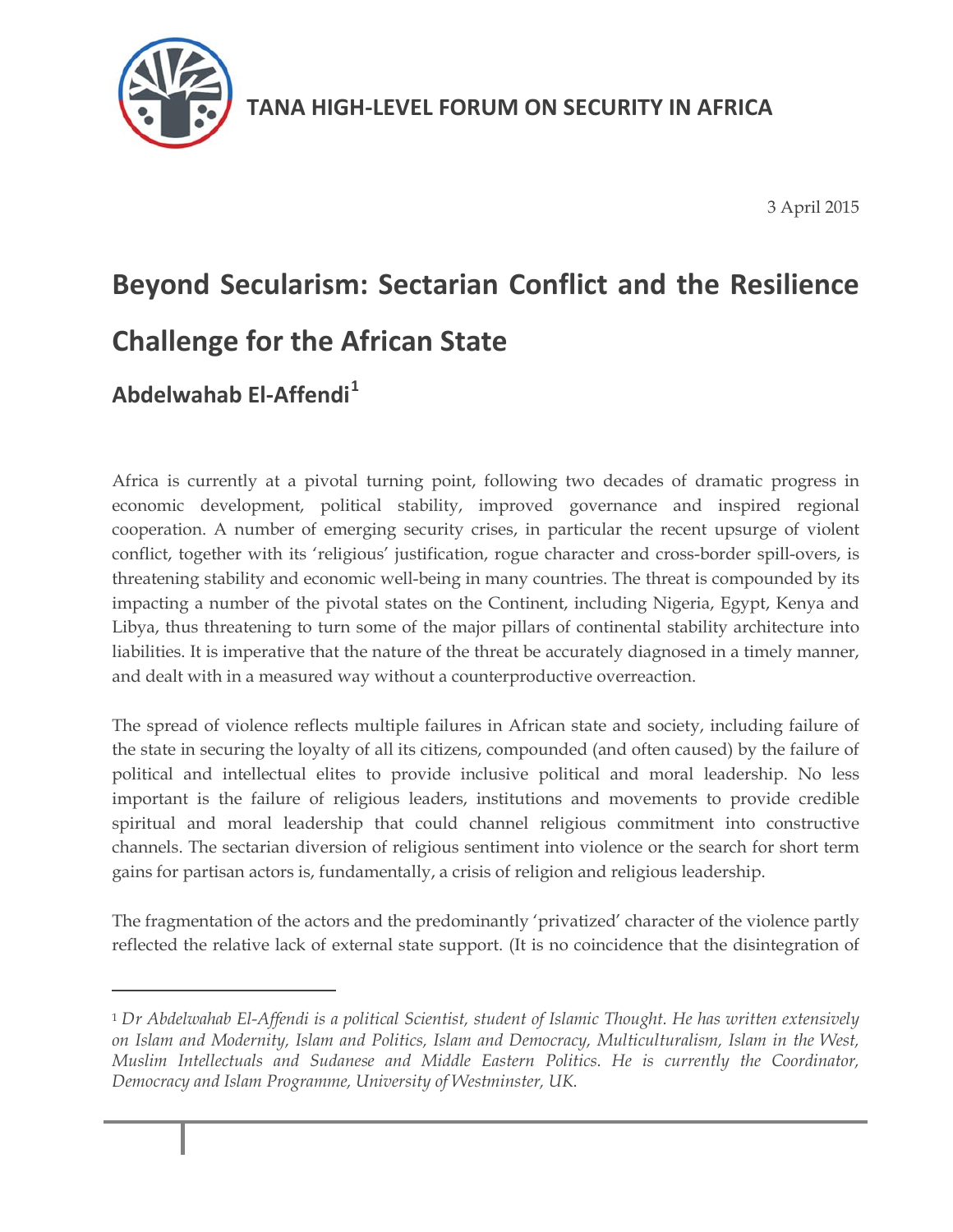TANA HIGH-LEVEL FORUM ON SECURITY IN AFRICA

3 April 2015

# Beyond Secularism: Sectarian Conflict and the Resilience Challenge for the African State

## Abdelwahab El-Affendi[1]

Africa is currently at a pivotal turning point, following two decades of dramatic progress in economic development, political stability, improved governance and inspired regional cooperation. A number of emerging security crises, in particular the recent upsurge of violent conflict, together with its 'religious' justification, rogue character and cross-border spill-overs, is threatening stability and economic well-being in many countries. The threat is compounded by its impacting a number of the pivotal states on the Continent, including Nigeria, Egypt, Kenya and Libya, thus threatening to turn some of the major pillars of continental stability architecture into liabilities. It is imperative that the nature of the threat be accurately diagnosed in a timely manner, and dealt with in a measured way without a counterproductive overreaction.

The spread of violence reflects multiple failures in African state and society, including failure of the state in securing the loyalty of all its citizens, compounded (and often caused) by the failure of political and intellectual elites to provide inclusive political and moral leadership. No less important is the failure of religious leaders, institutions and movements to provide credible spiritual and moral leadership that could channel religious commitment into constructive channels. The sectarian diversion of religious sentiment into violence or the search for short term gains for partisan actors is, fundamentally, a crisis of religion and religious leadership.

The fragmentation of the actors and the predominantly 'privatized' character of the violence partly reflected the relative lack of external state support. (It is no coincidence that the disintegration of

---

[1] *Dr Abdelwahab El-Affendi is a political Scientist, student of Islamic Thought. He has written extensively on Islam and Modernity, Islam and Politics, Islam and Democracy, Multiculturalism, Islam in the West, Muslim Intellectuals and Sudanese and Middle Eastern Politics. He is currently the Coordinator, Democracy and Islam Programme, University of Westminster, UK.*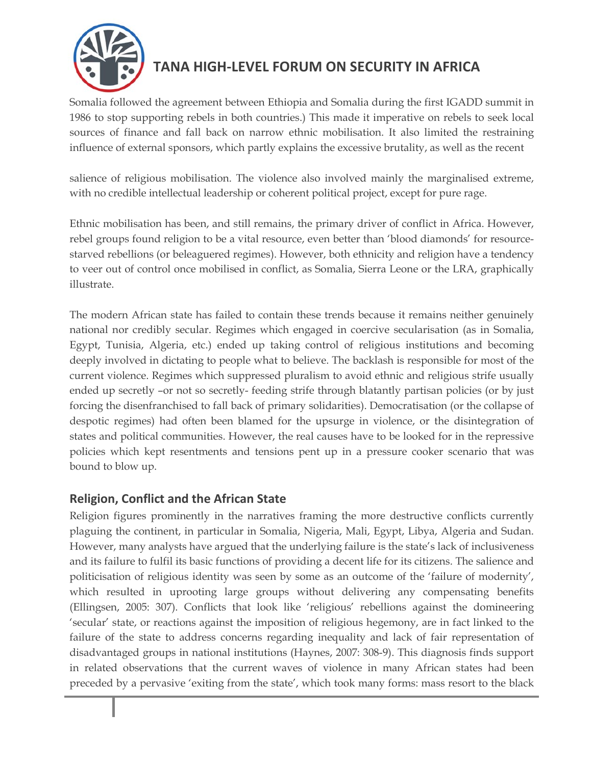Somalia followed the agreement between Ethiopia and Somalia during the first IGADD summit in 1986 to stop supporting rebels in both countries.) This made it imperative on rebels to seek local sources of finance and fall back on narrow ethnic mobilisation. It also limited the restraining influence of external sponsors, which partly explains the excessive brutality, as well as the recent

salience of religious mobilisation. The violence also involved mainly the marginalised extreme, with no credible intellectual leadership or coherent political project, except for pure rage.

Ethnic mobilisation has been, and still remains, the primary driver of conflict in Africa. However, rebel groups found religion to be a vital resource, even better than 'blood diamonds' for resource-starved rebellions (or beleaguered regimes). However, both ethnicity and religion have a tendency to veer out of control once mobilised in conflict, as Somalia, Sierra Leone or the LRA, graphically illustrate.

The modern African state has failed to contain these trends because it remains neither genuinely national nor credibly secular. Regimes which engaged in coercive secularisation (as in Somalia, Egypt, Tunisia, Algeria, etc.) ended up taking control of religious institutions and becoming deeply involved in dictating to people what to believe. The backlash is responsible for most of the current violence. Regimes which suppressed pluralism to avoid ethnic and religious strife usually ended up secretly –or not so secretly- feeding strife through blatantly partisan policies (or by just forcing the disenfranchised to fall back of primary solidarities). Democratisation (or the collapse of despotic regimes) had often been blamed for the upsurge in violence, or the disintegration of states and political communities. However, the real causes have to be looked for in the repressive policies which kept resentments and tensions pent up in a pressure cooker scenario that was bound to blow up.

## Religion, Conflict and the African State

Religion figures prominently in the narratives framing the more destructive conflicts currently plaguing the continent, in particular in Somalia, Nigeria, Mali, Egypt, Libya, Algeria and Sudan. However, many analysts have argued that the underlying failure is the state's lack of inclusiveness and its failure to fulfil its basic functions of providing a decent life for its citizens. The salience and politicisation of religious identity was seen by some as an outcome of the 'failure of modernity', which resulted in uprooting large groups without delivering any compensating benefits (Ellingsen, 2005: 307). Conflicts that look like 'religious' rebellions against the domineering 'secular' state, or reactions against the imposition of religious hegemony, are in fact linked to the failure of the state to address concerns regarding inequality and lack of fair representation of disadvantaged groups in national institutions (Haynes, 2007: 308-9). This diagnosis finds support in related observations that the current waves of violence in many African states had been preceded by a pervasive 'exiting from the state', which took many forms: mass resort to the black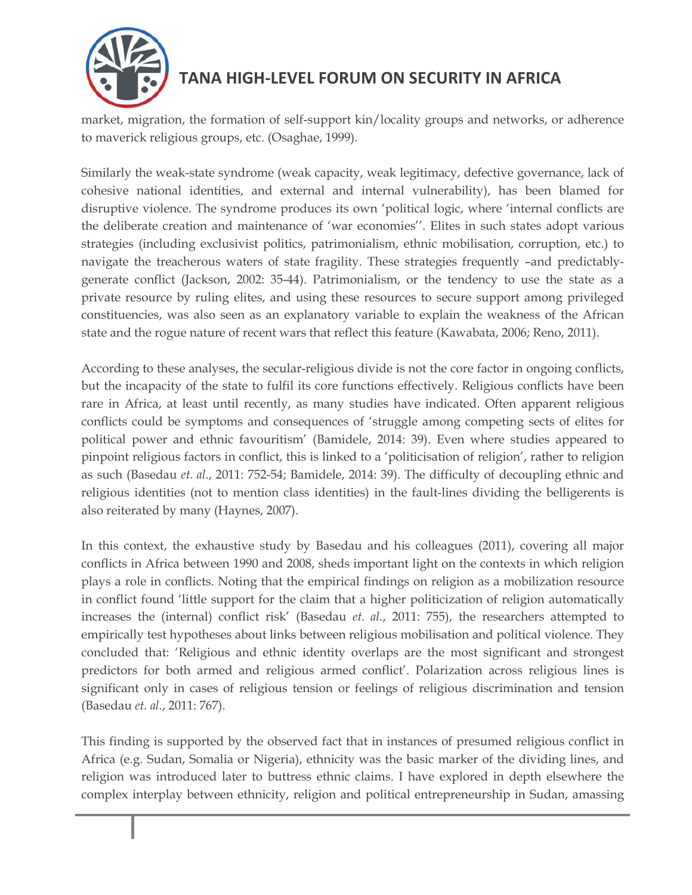market, migration, the formation of self-support kin/locality groups and networks, or adherence to maverick religious groups, etc. (Osaghae, 1999).

Similarly the weak-state syndrome (weak capacity, weak legitimacy, defective governance, lack of cohesive national identities, and external and internal vulnerability), has been blamed for disruptive violence. The syndrome produces its own 'political logic, where 'internal conflicts are the deliberate creation and maintenance of 'war economies''. Elites in such states adopt various strategies (including exclusivist politics, patrimonialism, ethnic mobilisation, corruption, etc.) to navigate the treacherous waters of state fragility. These strategies frequently –and predictably-generate conflict (Jackson, 2002: 35-44). Patrimonialism, or the tendency to use the state as a private resource by ruling elites, and using these resources to secure support among privileged constituencies, was also seen as an explanatory variable to explain the weakness of the African state and the rogue nature of recent wars that reflect this feature (Kawabata, 2006; Reno, 2011).

According to these analyses, the secular-religious divide is not the core factor in ongoing conflicts, but the incapacity of the state to fulfil its core functions effectively. Religious conflicts have been rare in Africa, at least until recently, as many studies have indicated. Often apparent religious conflicts could be symptoms and consequences of 'struggle among competing sects of elites for political power and ethnic favouritism' (Bamidele, 2014: 39). Even where studies appeared to pinpoint religious factors in conflict, this is linked to a 'politicisation of religion', rather to religion as such (Basedau *et. al.*, 2011: 752-54; Bamidele, 2014: 39). The difficulty of decoupling ethnic and religious identities (not to mention class identities) in the fault-lines dividing the belligerents is also reiterated by many (Haynes, 2007).

In this context, the exhaustive study by Basedau and his colleagues (2011), covering all major conflicts in Africa between 1990 and 2008, sheds important light on the contexts in which religion plays a role in conflicts. Noting that the empirical findings on religion as a mobilization resource in conflict found 'little support for the claim that a higher politicization of religion automatically increases the (internal) conflict risk' (Basedau *et. al.*, 2011: 755), the researchers attempted to empirically test hypotheses about links between religious mobilisation and political violence. They concluded that: 'Religious and ethnic identity overlaps are the most significant and strongest predictors for both armed and religious armed conflict'. Polarization across religious lines is significant only in cases of religious tension or feelings of religious discrimination and tension (Basedau *et. al.*, 2011: 767).

This finding is supported by the observed fact that in instances of presumed religious conflict in Africa (e.g. Sudan, Somalia or Nigeria), ethnicity was the basic marker of the dividing lines, and religion was introduced later to buttress ethnic claims. I have explored in depth elsewhere the complex interplay between ethnicity, religion and political entrepreneurship in Sudan, amassing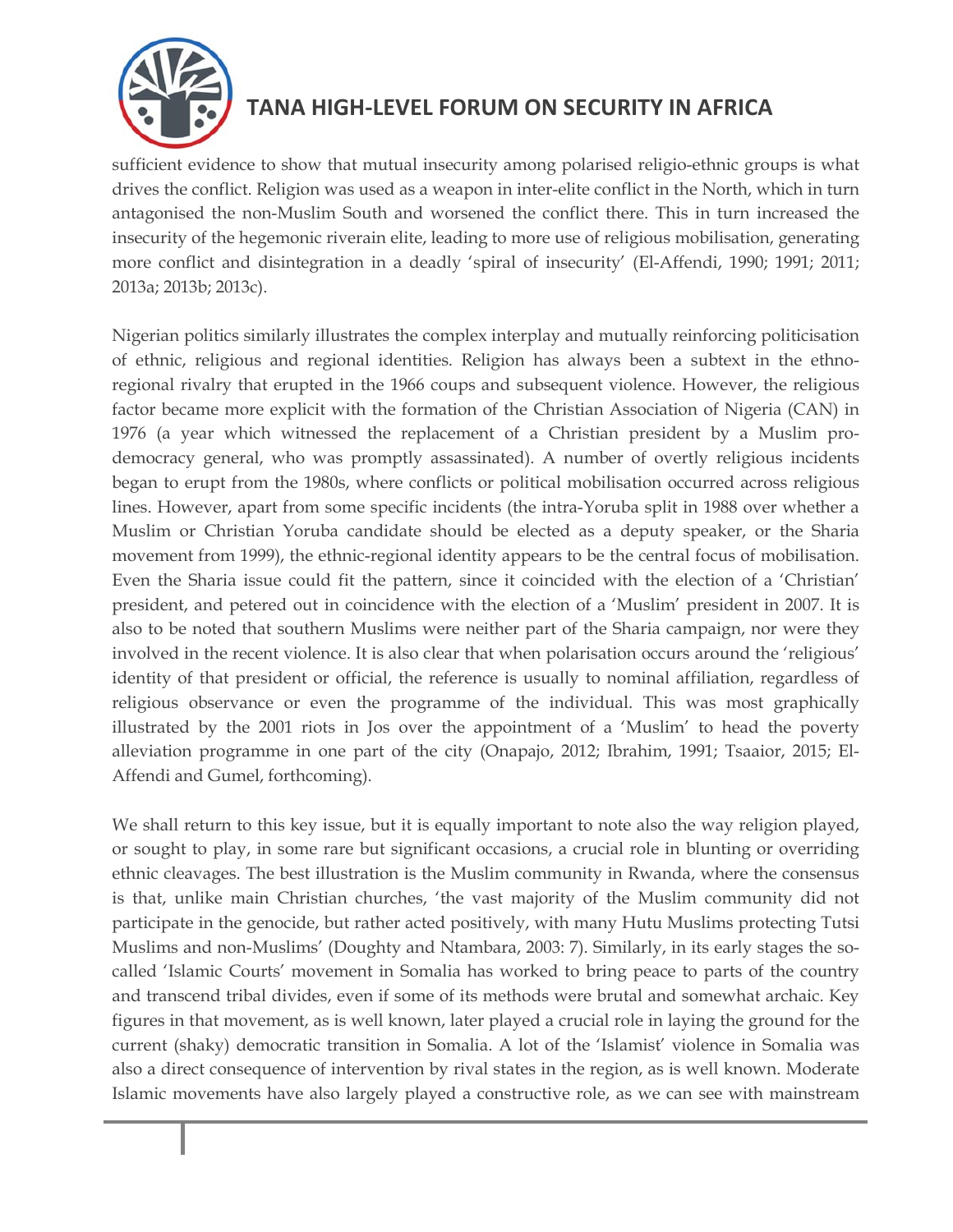sufficient evidence to show that mutual insecurity among polarised religio-ethnic groups is what drives the conflict. Religion was used as a weapon in inter-elite conflict in the North, which in turn antagonised the non-Muslim South and worsened the conflict there. This in turn increased the insecurity of the hegemonic riverain elite, leading to more use of religious mobilisation, generating more conflict and disintegration in a deadly 'spiral of insecurity' (El-Affendi, 1990; 1991; 2011; 2013a; 2013b; 2013c).

Nigerian politics similarly illustrates the complex interplay and mutually reinforcing politicisation of ethnic, religious and regional identities. Religion has always been a subtext in the ethno-regional rivalry that erupted in the 1966 coups and subsequent violence. However, the religious factor became more explicit with the formation of the Christian Association of Nigeria (CAN) in 1976 (a year which witnessed the replacement of a Christian president by a Muslim pro-democracy general, who was promptly assassinated). A number of overtly religious incidents began to erupt from the 1980s, where conflicts or political mobilisation occurred across religious lines. However, apart from some specific incidents (the intra-Yoruba split in 1988 over whether a Muslim or Christian Yoruba candidate should be elected as a deputy speaker, or the Sharia movement from 1999), the ethnic-regional identity appears to be the central focus of mobilisation. Even the Sharia issue could fit the pattern, since it coincided with the election of a 'Christian' president, and petered out in coincidence with the election of a 'Muslim' president in 2007. It is also to be noted that southern Muslims were neither part of the Sharia campaign, nor were they involved in the recent violence. It is also clear that when polarisation occurs around the 'religious' identity of that president or official, the reference is usually to nominal affiliation, regardless of religious observance or even the programme of the individual. This was most graphically illustrated by the 2001 riots in Jos over the appointment of a 'Muslim' to head the poverty alleviation programme in one part of the city (Onapajo, 2012; Ibrahim, 1991; Tsaaior, 2015; El-Affendi and Gumel, forthcoming).

We shall return to this key issue, but it is equally important to note also the way religion played, or sought to play, in some rare but significant occasions, a crucial role in blunting or overriding ethnic cleavages. The best illustration is the Muslim community in Rwanda, where the consensus is that, unlike main Christian churches, 'the vast majority of the Muslim community did not participate in the genocide, but rather acted positively, with many Hutu Muslims protecting Tutsi Muslims and non-Muslims' (Doughty and Ntambara, 2003: 7). Similarly, in its early stages the so-called 'Islamic Courts' movement in Somalia has worked to bring peace to parts of the country and transcend tribal divides, even if some of its methods were brutal and somewhat archaic. Key figures in that movement, as is well known, later played a crucial role in laying the ground for the current (shaky) democratic transition in Somalia. A lot of the 'Islamist' violence in Somalia was also a direct consequence of intervention by rival states in the region, as is well known. Moderate Islamic movements have also largely played a constructive role, as we can see with mainstream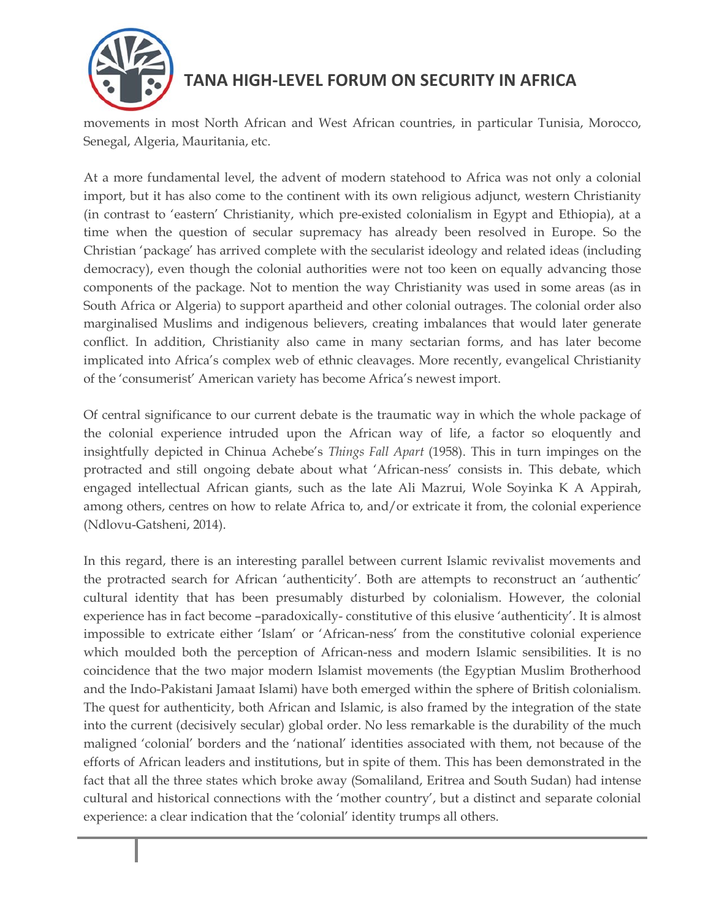movements in most North African and West African countries, in particular Tunisia, Morocco, Senegal, Algeria, Mauritania, etc.

At a more fundamental level, the advent of modern statehood to Africa was not only a colonial import, but it has also come to the continent with its own religious adjunct, western Christianity (in contrast to 'eastern' Christianity, which pre-existed colonialism in Egypt and Ethiopia), at a time when the question of secular supremacy has already been resolved in Europe. So the Christian 'package' has arrived complete with the secularist ideology and related ideas (including democracy), even though the colonial authorities were not too keen on equally advancing those components of the package. Not to mention the way Christianity was used in some areas (as in South Africa or Algeria) to support apartheid and other colonial outrages. The colonial order also marginalised Muslims and indigenous believers, creating imbalances that would later generate conflict. In addition, Christianity also came in many sectarian forms, and has later become implicated into Africa's complex web of ethnic cleavages. More recently, evangelical Christianity of the 'consumerist' American variety has become Africa's newest import.

Of central significance to our current debate is the traumatic way in which the whole package of the colonial experience intruded upon the African way of life, a factor so eloquently and insightfully depicted in Chinua Achebe's *Things Fall Apart* (1958). This in turn impinges on the protracted and still ongoing debate about what 'African-ness' consists in. This debate, which engaged intellectual African giants, such as the late Ali Mazrui, Wole Soyinka K A Appirah, among others, centres on how to relate Africa to, and/or extricate it from, the colonial experience (Ndlovu-Gatsheni, 2014).

In this regard, there is an interesting parallel between current Islamic revivalist movements and the protracted search for African 'authenticity'. Both are attempts to reconstruct an 'authentic' cultural identity that has been presumably disturbed by colonialism. However, the colonial experience has in fact become –paradoxically- constitutive of this elusive 'authenticity'. It is almost impossible to extricate either 'Islam' or 'African-ness' from the constitutive colonial experience which moulded both the perception of African-ness and modern Islamic sensibilities. It is no coincidence that the two major modern Islamist movements (the Egyptian Muslim Brotherhood and the Indo-Pakistani Jamaat Islami) have both emerged within the sphere of British colonialism. The quest for authenticity, both African and Islamic, is also framed by the integration of the state into the current (decisively secular) global order. No less remarkable is the durability of the much maligned 'colonial' borders and the 'national' identities associated with them, not because of the efforts of African leaders and institutions, but in spite of them. This has been demonstrated in the fact that all the three states which broke away (Somaliland, Eritrea and South Sudan) had intense cultural and historical connections with the 'mother country', but a distinct and separate colonial experience: a clear indication that the 'colonial' identity trumps all others.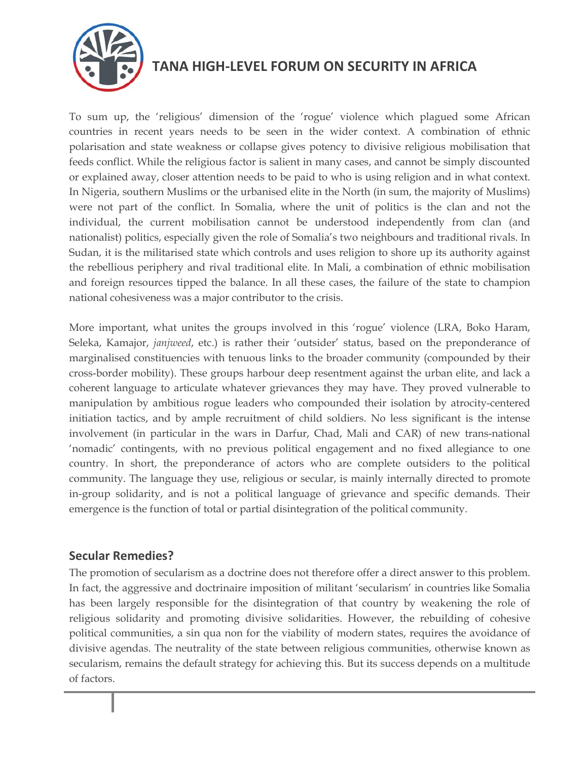To sum up, the 'religious' dimension of the 'rogue' violence which plagued some African countries in recent years needs to be seen in the wider context. A combination of ethnic polarisation and state weakness or collapse gives potency to divisive religious mobilisation that feeds conflict. While the religious factor is salient in many cases, and cannot be simply discounted or explained away, closer attention needs to be paid to who is using religion and in what context. In Nigeria, southern Muslims or the urbanised elite in the North (in sum, the majority of Muslims) were not part of the conflict. In Somalia, where the unit of politics is the clan and not the individual, the current mobilisation cannot be understood independently from clan (and nationalist) politics, especially given the role of Somalia's two neighbours and traditional rivals. In Sudan, it is the militarised state which controls and uses religion to shore up its authority against the rebellious periphery and rival traditional elite. In Mali, a combination of ethnic mobilisation and foreign resources tipped the balance. In all these cases, the failure of the state to champion national cohesiveness was a major contributor to the crisis.

More important, what unites the groups involved in this 'rogue' violence (LRA, Boko Haram, Seleka, Kamajor, *janjweed*, etc.) is rather their 'outsider' status, based on the preponderance of marginalised constituencies with tenuous links to the broader community (compounded by their cross-border mobility). These groups harbour deep resentment against the urban elite, and lack a coherent language to articulate whatever grievances they may have. They proved vulnerable to manipulation by ambitious rogue leaders who compounded their isolation by atrocity-centered initiation tactics, and by ample recruitment of child soldiers. No less significant is the intense involvement (in particular in the wars in Darfur, Chad, Mali and CAR) of new trans-national 'nomadic' contingents, with no previous political engagement and no fixed allegiance to one country. In short, the preponderance of actors who are complete outsiders to the political community. The language they use, religious or secular, is mainly internally directed to promote in-group solidarity, and is not a political language of grievance and specific demands. Their emergence is the function of total or partial disintegration of the political community.

## Secular Remedies?

The promotion of secularism as a doctrine does not therefore offer a direct answer to this problem. In fact, the aggressive and doctrinaire imposition of militant 'secularism' in countries like Somalia has been largely responsible for the disintegration of that country by weakening the role of religious solidarity and promoting divisive solidarities. However, the rebuilding of cohesive political communities, a sin qua non for the viability of modern states, requires the avoidance of divisive agendas. The neutrality of the state between religious communities, otherwise known as secularism, remains the default strategy for achieving this. But its success depends on a multitude of factors.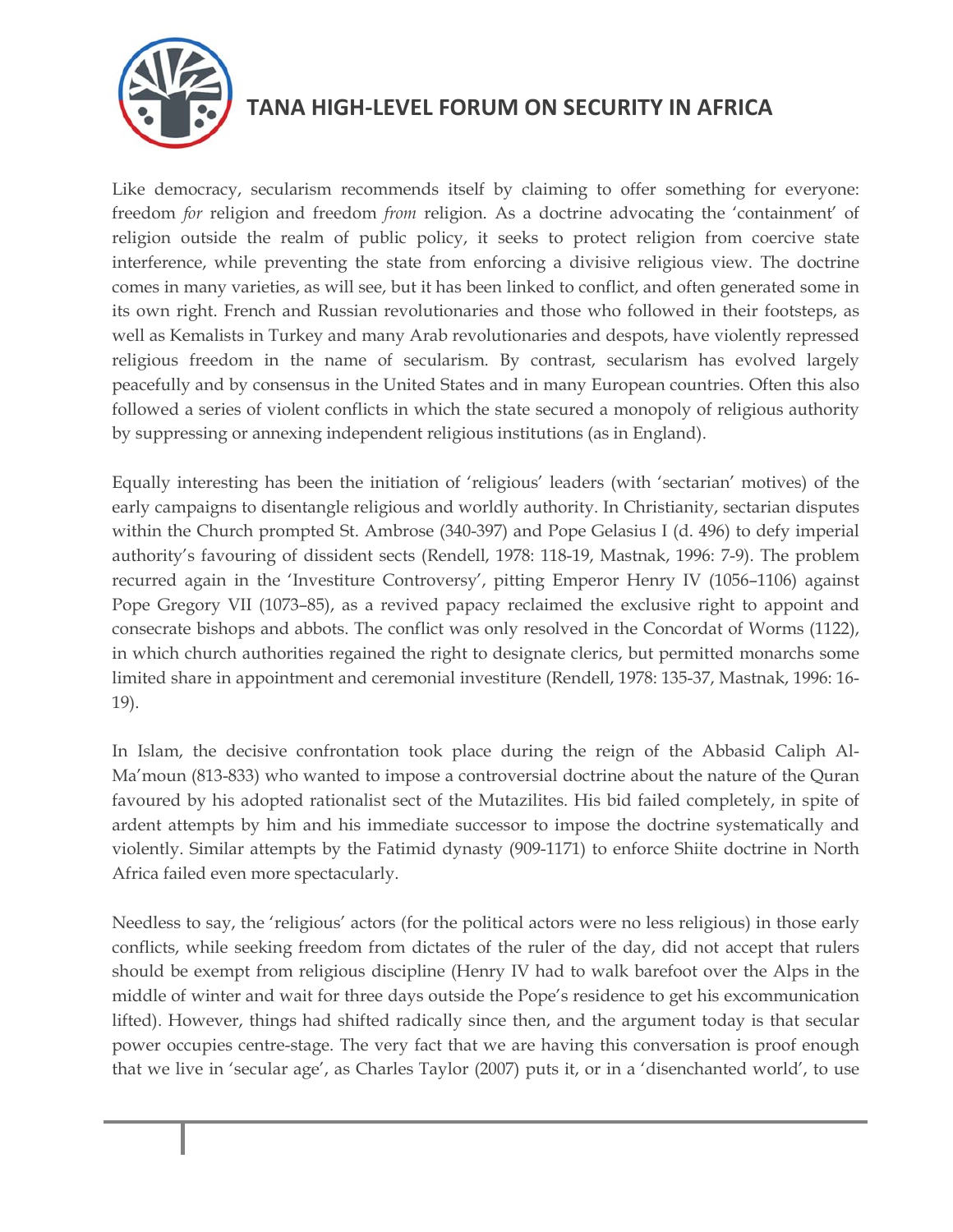Like democracy, secularism recommends itself by claiming to offer something for everyone: freedom *for* religion and freedom *from* religion. As a doctrine advocating the 'containment' of religion outside the realm of public policy, it seeks to protect religion from coercive state interference, while preventing the state from enforcing a divisive religious view. The doctrine comes in many varieties, as will see, but it has been linked to conflict, and often generated some in its own right. French and Russian revolutionaries and those who followed in their footsteps, as well as Kemalists in Turkey and many Arab revolutionaries and despots, have violently repressed religious freedom in the name of secularism. By contrast, secularism has evolved largely peacefully and by consensus in the United States and in many European countries. Often this also followed a series of violent conflicts in which the state secured a monopoly of religious authority by suppressing or annexing independent religious institutions (as in England).

Equally interesting has been the initiation of 'religious' leaders (with 'sectarian' motives) of the early campaigns to disentangle religious and worldly authority. In Christianity, sectarian disputes within the Church prompted St. Ambrose (340-397) and Pope Gelasius I (d. 496) to defy imperial authority's favouring of dissident sects (Rendell, 1978: 118-19, Mastnak, 1996: 7-9). The problem recurred again in the 'Investiture Controversy', pitting Emperor Henry IV (1056–1106) against Pope Gregory VII (1073–85), as a revived papacy reclaimed the exclusive right to appoint and consecrate bishops and abbots. The conflict was only resolved in the Concordat of Worms (1122), in which church authorities regained the right to designate clerics, but permitted monarchs some limited share in appointment and ceremonial investiture (Rendell, 1978: 135-37, Mastnak, 1996: 16-19).

In Islam, the decisive confrontation took place during the reign of the Abbasid Caliph Al-Ma'moun (813-833) who wanted to impose a controversial doctrine about the nature of the Quran favoured by his adopted rationalist sect of the Mutazilites. His bid failed completely, in spite of ardent attempts by him and his immediate successor to impose the doctrine systematically and violently. Similar attempts by the Fatimid dynasty (909-1171) to enforce Shiite doctrine in North Africa failed even more spectacularly.

Needless to say, the 'religious' actors (for the political actors were no less religious) in those early conflicts, while seeking freedom from dictates of the ruler of the day, did not accept that rulers should be exempt from religious discipline (Henry IV had to walk barefoot over the Alps in the middle of winter and wait for three days outside the Pope's residence to get his excommunication lifted). However, things had shifted radically since then, and the argument today is that secular power occupies centre-stage. The very fact that we are having this conversation is proof enough that we live in 'secular age', as Charles Taylor (2007) puts it, or in a 'disenchanted world', to use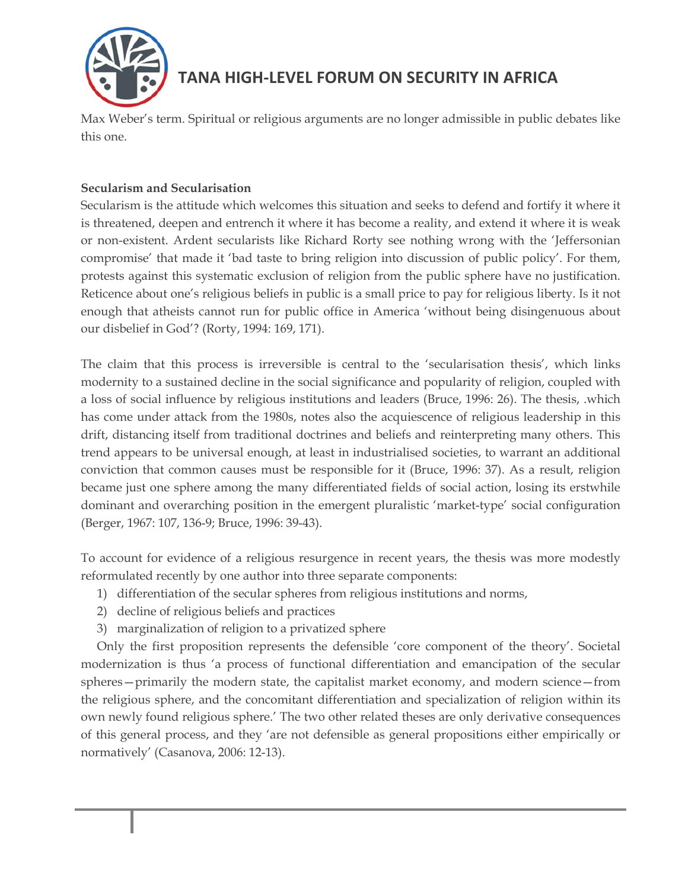Max Weber's term. Spiritual or religious arguments are no longer admissible in public debates like this one.

**Secularism and Secularisation**

Secularism is the attitude which welcomes this situation and seeks to defend and fortify it where it is threatened, deepen and entrench it where it has become a reality, and extend it where it is weak or non-existent. Ardent secularists like Richard Rorty see nothing wrong with the 'Jeffersonian compromise' that made it 'bad taste to bring religion into discussion of public policy'. For them, protests against this systematic exclusion of religion from the public sphere have no justification. Reticence about one's religious beliefs in public is a small price to pay for religious liberty. Is it not enough that atheists cannot run for public office in America 'without being disingenuous about our disbelief in God'? (Rorty, 1994: 169, 171).

The claim that this process is irreversible is central to the 'secularisation thesis', which links modernity to a sustained decline in the social significance and popularity of religion, coupled with a loss of social influence by religious institutions and leaders (Bruce, 1996: 26). The thesis, .which has come under attack from the 1980s, notes also the acquiescence of religious leadership in this drift, distancing itself from traditional doctrines and beliefs and reinterpreting many others. This trend appears to be universal enough, at least in industrialised societies, to warrant an additional conviction that common causes must be responsible for it (Bruce, 1996: 37). As a result, religion became just one sphere among the many differentiated fields of social action, losing its erstwhile dominant and overarching position in the emergent pluralistic 'market-type' social configuration (Berger, 1967: 107, 136-9; Bruce, 1996: 39-43).

To account for evidence of a religious resurgence in recent years, the thesis was more modestly reformulated recently by one author into three separate components:

1) differentiation of the secular spheres from religious institutions and norms,
2) decline of religious beliefs and practices
3) marginalization of religion to a privatized sphere

Only the first proposition represents the defensible 'core component of the theory'. Societal modernization is thus 'a process of functional differentiation and emancipation of the secular spheres—primarily the modern state, the capitalist market economy, and modern science—from the religious sphere, and the concomitant differentiation and specialization of religion within its own newly found religious sphere.' The two other related theses are only derivative consequences of this general process, and they 'are not defensible as general propositions either empirically or normatively' (Casanova, 2006: 12-13).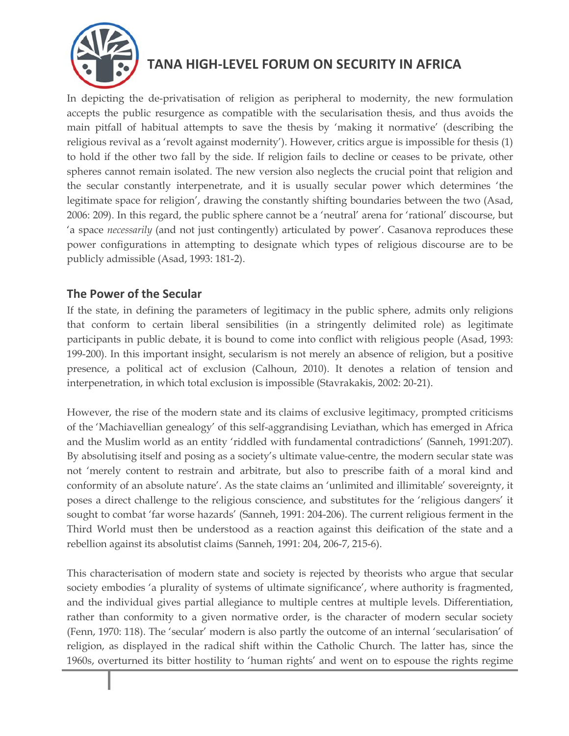In depicting the de-privatisation of religion as peripheral to modernity, the new formulation accepts the public resurgence as compatible with the secularisation thesis, and thus avoids the main pitfall of habitual attempts to save the thesis by 'making it normative' (describing the religious revival as a 'revolt against modernity'). However, critics argue is impossible for thesis (1) to hold if the other two fall by the side. If religion fails to decline or ceases to be private, other spheres cannot remain isolated. The new version also neglects the crucial point that religion and the secular constantly interpenetrate, and it is usually secular power which determines 'the legitimate space for religion', drawing the constantly shifting boundaries between the two (Asad, 2006: 209). In this regard, the public sphere cannot be a 'neutral' arena for 'rational' discourse, but 'a space *necessarily* (and not just contingently) articulated by power'. Casanova reproduces these power configurations in attempting to designate which types of religious discourse are to be publicly admissible (Asad, 1993: 181-2).

## The Power of the Secular

If the state, in defining the parameters of legitimacy in the public sphere, admits only religions that conform to certain liberal sensibilities (in a stringently delimited role) as legitimate participants in public debate, it is bound to come into conflict with religious people (Asad, 1993: 199-200). In this important insight, secularism is not merely an absence of religion, but a positive presence, a political act of exclusion (Calhoun, 2010). It denotes a relation of tension and interpenetration, in which total exclusion is impossible (Stavrakakis, 2002: 20-21).

However, the rise of the modern state and its claims of exclusive legitimacy, prompted criticisms of the 'Machiavellian genealogy' of this self-aggrandising Leviathan, which has emerged in Africa and the Muslim world as an entity 'riddled with fundamental contradictions' (Sanneh, 1991:207). By absolutising itself and posing as a society's ultimate value-centre, the modern secular state was not 'merely content to restrain and arbitrate, but also to prescribe faith of a moral kind and conformity of an absolute nature'. As the state claims an 'unlimited and illimitable' sovereignty, it poses a direct challenge to the religious conscience, and substitutes for the 'religious dangers' it sought to combat 'far worse hazards' (Sanneh, 1991: 204-206). The current religious ferment in the Third World must then be understood as a reaction against this deification of the state and a rebellion against its absolutist claims (Sanneh, 1991: 204, 206-7, 215-6).

This characterisation of modern state and society is rejected by theorists who argue that secular society embodies 'a plurality of systems of ultimate significance', where authority is fragmented, and the individual gives partial allegiance to multiple centres at multiple levels. Differentiation, rather than conformity to a given normative order, is the character of modern secular society (Fenn, 1970: 118). The 'secular' modern is also partly the outcome of an internal 'secularisation' of religion, as displayed in the radical shift within the Catholic Church. The latter has, since the 1960s, overturned its bitter hostility to 'human rights' and went on to espouse the rights regime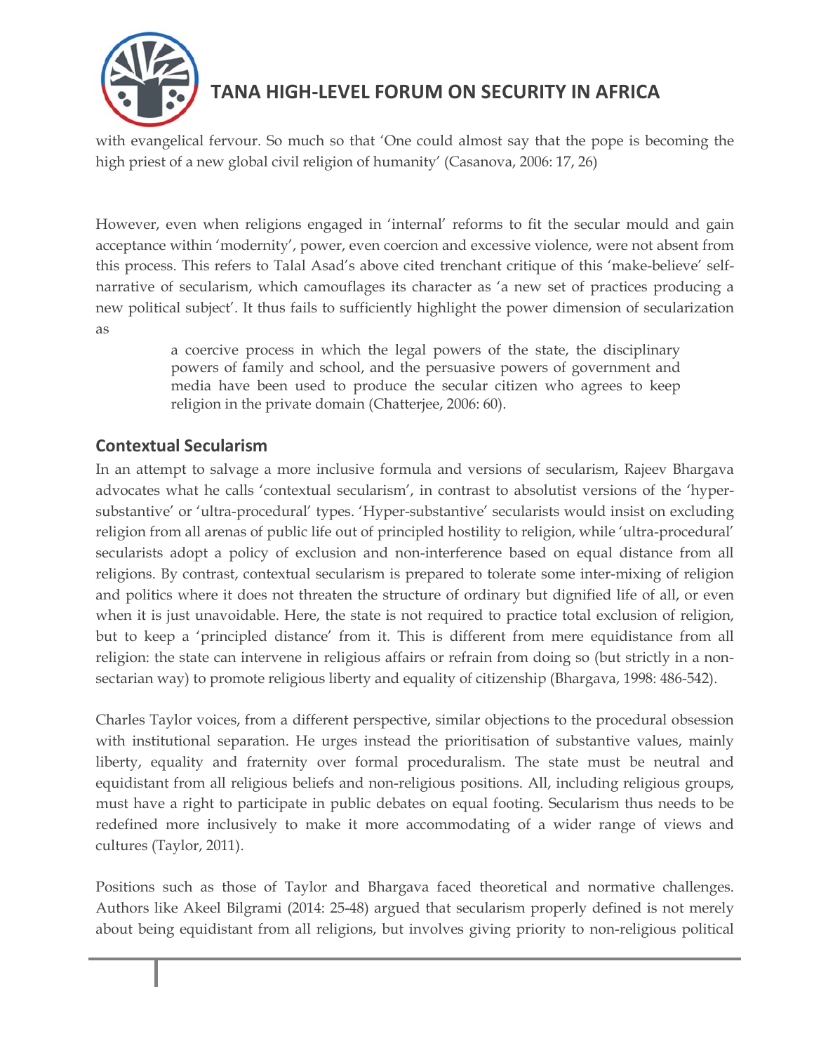with evangelical fervour. So much so that 'One could almost say that the pope is becoming the high priest of a new global civil religion of humanity' (Casanova, 2006: 17, 26)

However, even when religions engaged in 'internal' reforms to fit the secular mould and gain acceptance within 'modernity', power, even coercion and excessive violence, were not absent from this process. This refers to Talal Asad's above cited trenchant critique of this 'make-believe' self-narrative of secularism, which camouflages its character as 'a new set of practices producing a new political subject'. It thus fails to sufficiently highlight the power dimension of secularization as

> a coercive process in which the legal powers of the state, the disciplinary powers of family and school, and the persuasive powers of government and media have been used to produce the secular citizen who agrees to keep religion in the private domain (Chatterjee, 2006: 60).

## Contextual Secularism

In an attempt to salvage a more inclusive formula and versions of secularism, Rajeev Bhargava advocates what he calls 'contextual secularism', in contrast to absolutist versions of the 'hyper-substantive' or 'ultra-procedural' types. 'Hyper-substantive' secularists would insist on excluding religion from all arenas of public life out of principled hostility to religion, while 'ultra-procedural' secularists adopt a policy of exclusion and non-interference based on equal distance from all religions. By contrast, contextual secularism is prepared to tolerate some inter-mixing of religion and politics where it does not threaten the structure of ordinary but dignified life of all, or even when it is just unavoidable. Here, the state is not required to practice total exclusion of religion, but to keep a 'principled distance' from it. This is different from mere equidistance from all religion: the state can intervene in religious affairs or refrain from doing so (but strictly in a non-sectarian way) to promote religious liberty and equality of citizenship (Bhargava, 1998: 486-542).

Charles Taylor voices, from a different perspective, similar objections to the procedural obsession with institutional separation. He urges instead the prioritisation of substantive values, mainly liberty, equality and fraternity over formal proceduralism. The state must be neutral and equidistant from all religious beliefs and non-religious positions. All, including religious groups, must have a right to participate in public debates on equal footing. Secularism thus needs to be redefined more inclusively to make it more accommodating of a wider range of views and cultures (Taylor, 2011).

Positions such as those of Taylor and Bhargava faced theoretical and normative challenges. Authors like Akeel Bilgrami (2014: 25-48) argued that secularism properly defined is not merely about being equidistant from all religions, but involves giving priority to non-religious political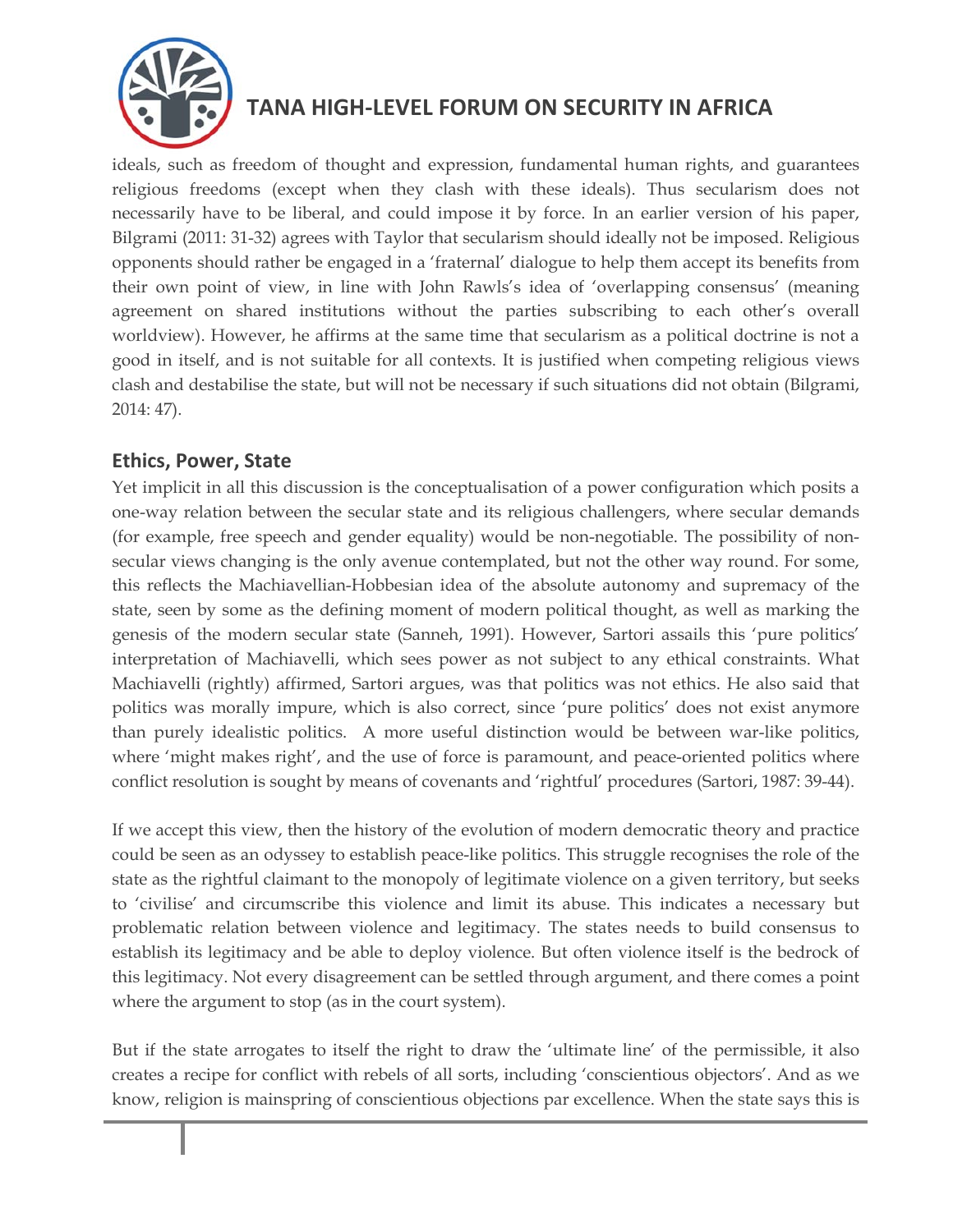ideals, such as freedom of thought and expression, fundamental human rights, and guarantees religious freedoms (except when they clash with these ideals). Thus secularism does not necessarily have to be liberal, and could impose it by force. In an earlier version of his paper, Bilgrami (2011: 31-32) agrees with Taylor that secularism should ideally not be imposed. Religious opponents should rather be engaged in a 'fraternal' dialogue to help them accept its benefits from their own point of view, in line with John Rawls's idea of 'overlapping consensus' (meaning agreement on shared institutions without the parties subscribing to each other's overall worldview). However, he affirms at the same time that secularism as a political doctrine is not a good in itself, and is not suitable for all contexts. It is justified when competing religious views clash and destabilise the state, but will not be necessary if such situations did not obtain (Bilgrami, 2014: 47).

## Ethics, Power, State

Yet implicit in all this discussion is the conceptualisation of a power configuration which posits a one-way relation between the secular state and its religious challengers, where secular demands (for example, free speech and gender equality) would be non-negotiable. The possibility of non-secular views changing is the only avenue contemplated, but not the other way round. For some, this reflects the Machiavellian-Hobbesian idea of the absolute autonomy and supremacy of the state, seen by some as the defining moment of modern political thought, as well as marking the genesis of the modern secular state (Sanneh, 1991). However, Sartori assails this 'pure politics' interpretation of Machiavelli, which sees power as not subject to any ethical constraints. What Machiavelli (rightly) affirmed, Sartori argues, was that politics was not ethics. He also said that politics was morally impure, which is also correct, since 'pure politics' does not exist anymore than purely idealistic politics. A more useful distinction would be between war-like politics, where 'might makes right', and the use of force is paramount, and peace-oriented politics where conflict resolution is sought by means of covenants and 'rightful' procedures (Sartori, 1987: 39-44).

If we accept this view, then the history of the evolution of modern democratic theory and practice could be seen as an odyssey to establish peace-like politics. This struggle recognises the role of the state as the rightful claimant to the monopoly of legitimate violence on a given territory, but seeks to 'civilise' and circumscribe this violence and limit its abuse. This indicates a necessary but problematic relation between violence and legitimacy. The states needs to build consensus to establish its legitimacy and be able to deploy violence. But often violence itself is the bedrock of this legitimacy. Not every disagreement can be settled through argument, and there comes a point where the argument to stop (as in the court system).

But if the state arrogates to itself the right to draw the 'ultimate line' of the permissible, it also creates a recipe for conflict with rebels of all sorts, including 'conscientious objectors'. And as we know, religion is mainspring of conscientious objections par excellence. When the state says this is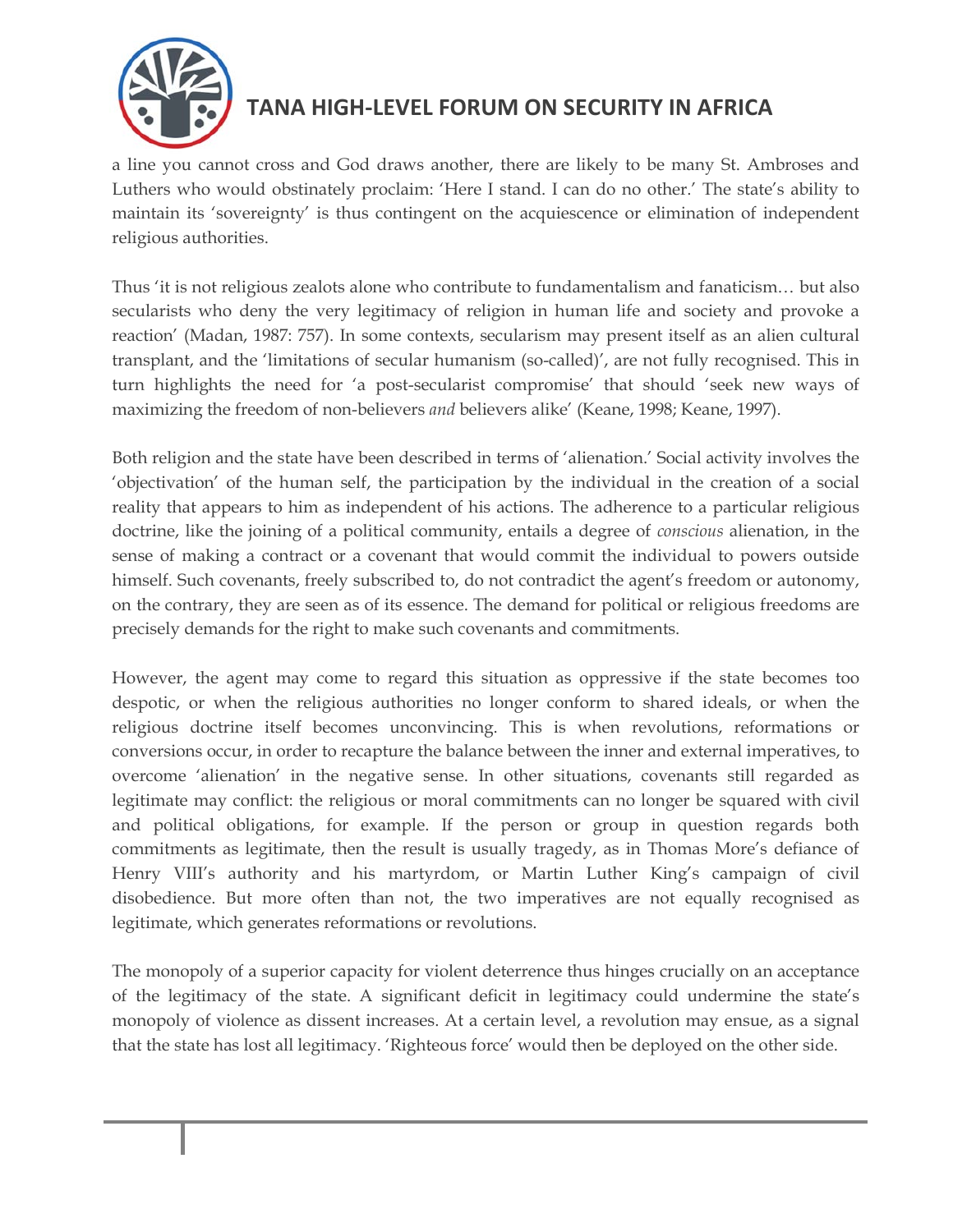a line you cannot cross and God draws another, there are likely to be many St. Ambroses and Luthers who would obstinately proclaim: 'Here I stand. I can do no other.' The state's ability to maintain its 'sovereignty' is thus contingent on the acquiescence or elimination of independent religious authorities.

Thus 'it is not religious zealots alone who contribute to fundamentalism and fanaticism… but also secularists who deny the very legitimacy of religion in human life and society and provoke a reaction' (Madan, 1987: 757). In some contexts, secularism may present itself as an alien cultural transplant, and the 'limitations of secular humanism (so-called)', are not fully recognised. This in turn highlights the need for 'a post-secularist compromise' that should 'seek new ways of maximizing the freedom of non-believers *and* believers alike' (Keane, 1998; Keane, 1997).

Both religion and the state have been described in terms of 'alienation.' Social activity involves the 'objectivation' of the human self, the participation by the individual in the creation of a social reality that appears to him as independent of his actions. The adherence to a particular religious doctrine, like the joining of a political community, entails a degree of *conscious* alienation, in the sense of making a contract or a covenant that would commit the individual to powers outside himself. Such covenants, freely subscribed to, do not contradict the agent's freedom or autonomy, on the contrary, they are seen as of its essence. The demand for political or religious freedoms are precisely demands for the right to make such covenants and commitments.

However, the agent may come to regard this situation as oppressive if the state becomes too despotic, or when the religious authorities no longer conform to shared ideals, or when the religious doctrine itself becomes unconvincing. This is when revolutions, reformations or conversions occur, in order to recapture the balance between the inner and external imperatives, to overcome 'alienation' in the negative sense. In other situations, covenants still regarded as legitimate may conflict: the religious or moral commitments can no longer be squared with civil and political obligations, for example. If the person or group in question regards both commitments as legitimate, then the result is usually tragedy, as in Thomas More's defiance of Henry VIII's authority and his martyrdom, or Martin Luther King's campaign of civil disobedience. But more often than not, the two imperatives are not equally recognised as legitimate, which generates reformations or revolutions.

The monopoly of a superior capacity for violent deterrence thus hinges crucially on an acceptance of the legitimacy of the state. A significant deficit in legitimacy could undermine the state's monopoly of violence as dissent increases. At a certain level, a revolution may ensue, as a signal that the state has lost all legitimacy. 'Righteous force' would then be deployed on the other side.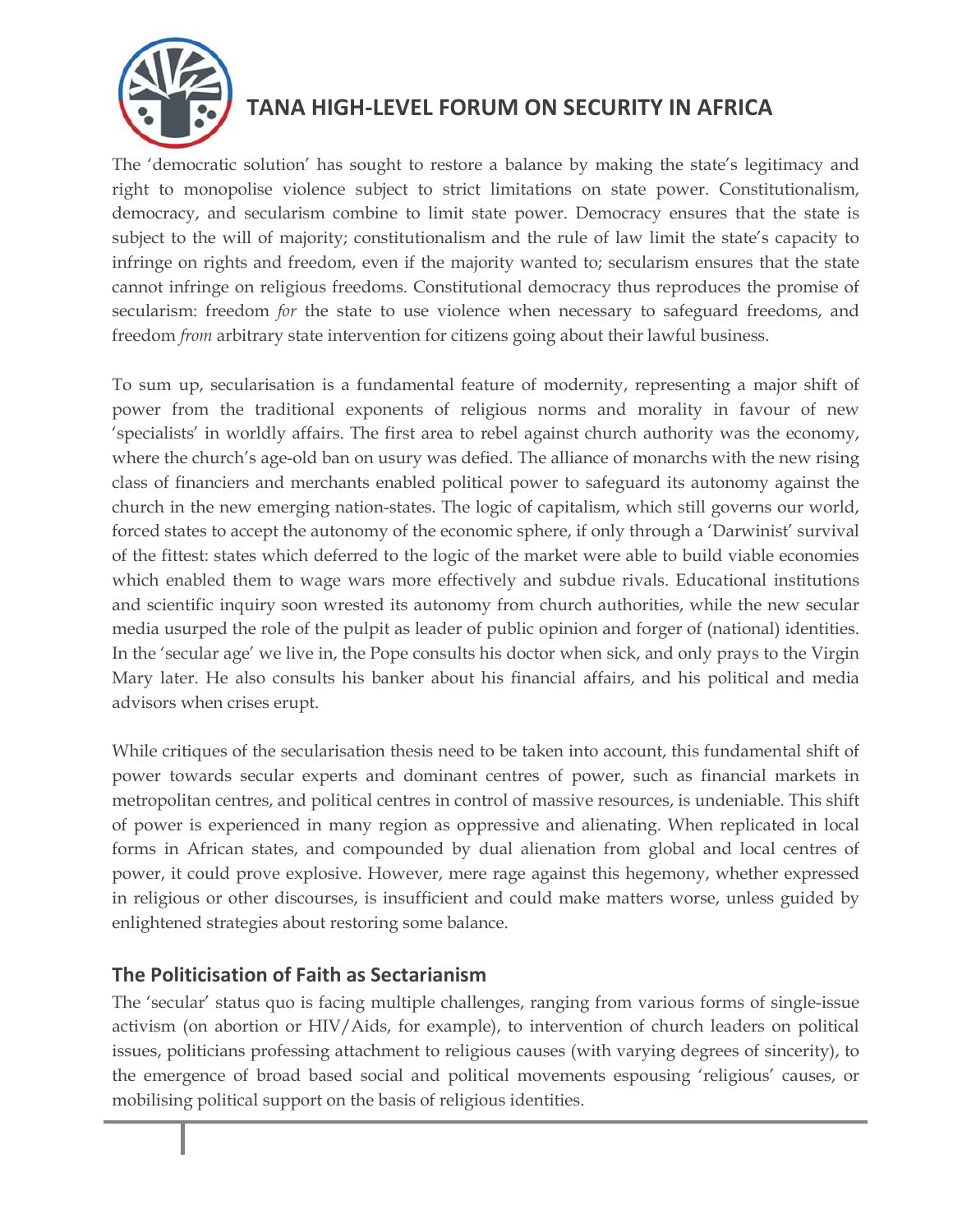The 'democratic solution' has sought to restore a balance by making the state's legitimacy and right to monopolise violence subject to strict limitations on state power. Constitutionalism, democracy, and secularism combine to limit state power. Democracy ensures that the state is subject to the will of majority; constitutionalism and the rule of law limit the state's capacity to infringe on rights and freedom, even if the majority wanted to; secularism ensures that the state cannot infringe on religious freedoms. Constitutional democracy thus reproduces the promise of secularism: freedom *for* the state to use violence when necessary to safeguard freedoms, and freedom *from* arbitrary state intervention for citizens going about their lawful business.

To sum up, secularisation is a fundamental feature of modernity, representing a major shift of power from the traditional exponents of religious norms and morality in favour of new 'specialists' in worldly affairs. The first area to rebel against church authority was the economy, where the church's age-old ban on usury was defied. The alliance of monarchs with the new rising class of financiers and merchants enabled political power to safeguard its autonomy against the church in the new emerging nation-states. The logic of capitalism, which still governs our world, forced states to accept the autonomy of the economic sphere, if only through a 'Darwinist' survival of the fittest: states which deferred to the logic of the market were able to build viable economies which enabled them to wage wars more effectively and subdue rivals. Educational institutions and scientific inquiry soon wrested its autonomy from church authorities, while the new secular media usurped the role of the pulpit as leader of public opinion and forger of (national) identities. In the 'secular age' we live in, the Pope consults his doctor when sick, and only prays to the Virgin Mary later. He also consults his banker about his financial affairs, and his political and media advisors when crises erupt.

While critiques of the secularisation thesis need to be taken into account, this fundamental shift of power towards secular experts and dominant centres of power, such as financial markets in metropolitan centres, and political centres in control of massive resources, is undeniable. This shift of power is experienced in many region as oppressive and alienating. When replicated in local forms in African states, and compounded by dual alienation from global and local centres of power, it could prove explosive. However, mere rage against this hegemony, whether expressed in religious or other discourses, is insufficient and could make matters worse, unless guided by enlightened strategies about restoring some balance.

## The Politicisation of Faith as Sectarianism

The 'secular' status quo is facing multiple challenges, ranging from various forms of single-issue activism (on abortion or HIV/Aids, for example), to intervention of church leaders on political issues, politicians professing attachment to religious causes (with varying degrees of sincerity), to the emergence of broad based social and political movements espousing 'religious' causes, or mobilising political support on the basis of religious identities.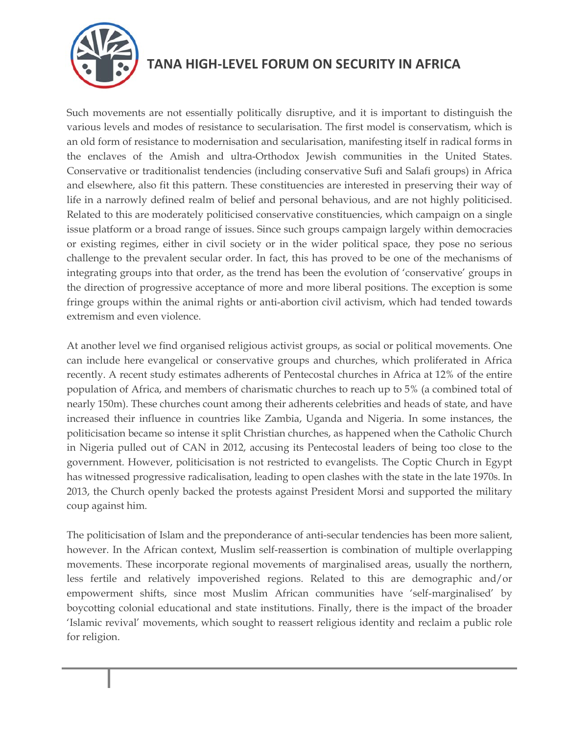Such movements are not essentially politically disruptive, and it is important to distinguish the various levels and modes of resistance to secularisation. The first model is conservatism, which is an old form of resistance to modernisation and secularisation, manifesting itself in radical forms in the enclaves of the Amish and ultra-Orthodox Jewish communities in the United States. Conservative or traditionalist tendencies (including conservative Sufi and Salafi groups) in Africa and elsewhere, also fit this pattern. These constituencies are interested in preserving their way of life in a narrowly defined realm of belief and personal behavious, and are not highly politicised. Related to this are moderately politicised conservative constituencies, which campaign on a single issue platform or a broad range of issues. Since such groups campaign largely within democracies or existing regimes, either in civil society or in the wider political space, they pose no serious challenge to the prevalent secular order. In fact, this has proved to be one of the mechanisms of integrating groups into that order, as the trend has been the evolution of 'conservative' groups in the direction of progressive acceptance of more and more liberal positions. The exception is some fringe groups within the animal rights or anti-abortion civil activism, which had tended towards extremism and even violence.

At another level we find organised religious activist groups, as social or political movements. One can include here evangelical or conservative groups and churches, which proliferated in Africa recently. A recent study estimates adherents of Pentecostal churches in Africa at 12% of the entire population of Africa, and members of charismatic churches to reach up to 5% (a combined total of nearly 150m). These churches count among their adherents celebrities and heads of state, and have increased their influence in countries like Zambia, Uganda and Nigeria. In some instances, the politicisation became so intense it split Christian churches, as happened when the Catholic Church in Nigeria pulled out of CAN in 2012, accusing its Pentecostal leaders of being too close to the government. However, politicisation is not restricted to evangelists. The Coptic Church in Egypt has witnessed progressive radicalisation, leading to open clashes with the state in the late 1970s. In 2013, the Church openly backed the protests against President Morsi and supported the military coup against him.

The politicisation of Islam and the preponderance of anti-secular tendencies has been more salient, however. In the African context, Muslim self-reassertion is combination of multiple overlapping movements. These incorporate regional movements of marginalised areas, usually the northern, less fertile and relatively impoverished regions. Related to this are demographic and/or empowerment shifts, since most Muslim African communities have 'self-marginalised' by boycotting colonial educational and state institutions. Finally, there is the impact of the broader 'Islamic revival' movements, which sought to reassert religious identity and reclaim a public role for religion.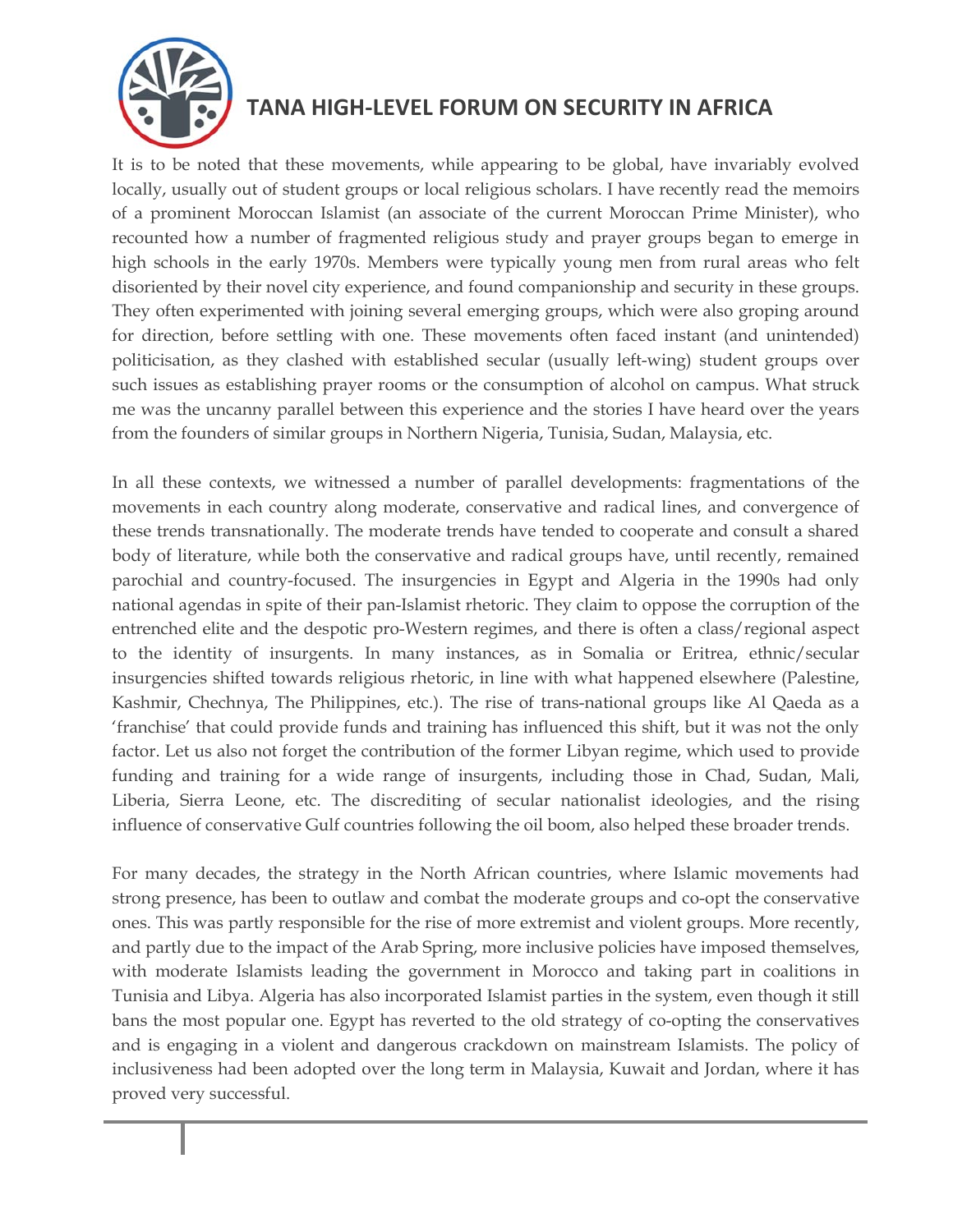It is to be noted that these movements, while appearing to be global, have invariably evolved locally, usually out of student groups or local religious scholars. I have recently read the memoirs of a prominent Moroccan Islamist (an associate of the current Moroccan Prime Minister), who recounted how a number of fragmented religious study and prayer groups began to emerge in high schools in the early 1970s. Members were typically young men from rural areas who felt disoriented by their novel city experience, and found companionship and security in these groups. They often experimented with joining several emerging groups, which were also groping around for direction, before settling with one. These movements often faced instant (and unintended) politicisation, as they clashed with established secular (usually left-wing) student groups over such issues as establishing prayer rooms or the consumption of alcohol on campus. What struck me was the uncanny parallel between this experience and the stories I have heard over the years from the founders of similar groups in Northern Nigeria, Tunisia, Sudan, Malaysia, etc.

In all these contexts, we witnessed a number of parallel developments: fragmentations of the movements in each country along moderate, conservative and radical lines, and convergence of these trends transnationally. The moderate trends have tended to cooperate and consult a shared body of literature, while both the conservative and radical groups have, until recently, remained parochial and country-focused. The insurgencies in Egypt and Algeria in the 1990s had only national agendas in spite of their pan-Islamist rhetoric. They claim to oppose the corruption of the entrenched elite and the despotic pro-Western regimes, and there is often a class/regional aspect to the identity of insurgents. In many instances, as in Somalia or Eritrea, ethnic/secular insurgencies shifted towards religious rhetoric, in line with what happened elsewhere (Palestine, Kashmir, Chechnya, The Philippines, etc.). The rise of trans-national groups like Al Qaeda as a 'franchise' that could provide funds and training has influenced this shift, but it was not the only factor. Let us also not forget the contribution of the former Libyan regime, which used to provide funding and training for a wide range of insurgents, including those in Chad, Sudan, Mali, Liberia, Sierra Leone, etc. The discrediting of secular nationalist ideologies, and the rising influence of conservative Gulf countries following the oil boom, also helped these broader trends.

For many decades, the strategy in the North African countries, where Islamic movements had strong presence, has been to outlaw and combat the moderate groups and co-opt the conservative ones. This was partly responsible for the rise of more extremist and violent groups. More recently, and partly due to the impact of the Arab Spring, more inclusive policies have imposed themselves, with moderate Islamists leading the government in Morocco and taking part in coalitions in Tunisia and Libya. Algeria has also incorporated Islamist parties in the system, even though it still bans the most popular one. Egypt has reverted to the old strategy of co-opting the conservatives and is engaging in a violent and dangerous crackdown on mainstream Islamists. The policy of inclusiveness had been adopted over the long term in Malaysia, Kuwait and Jordan, where it has proved very successful.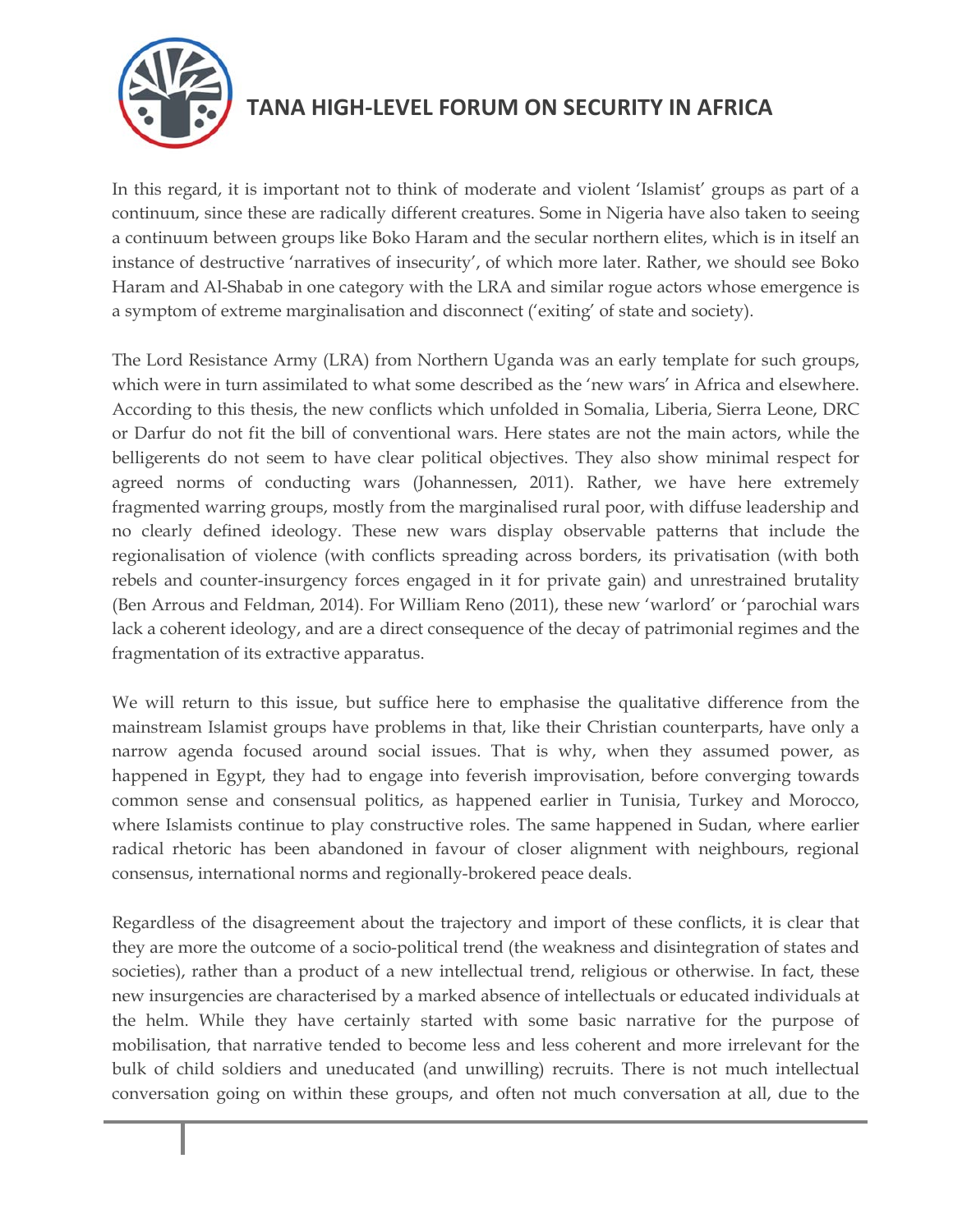In this regard, it is important not to think of moderate and violent 'Islamist' groups as part of a continuum, since these are radically different creatures. Some in Nigeria have also taken to seeing a continuum between groups like Boko Haram and the secular northern elites, which is in itself an instance of destructive 'narratives of insecurity', of which more later. Rather, we should see Boko Haram and Al-Shabab in one category with the LRA and similar rogue actors whose emergence is a symptom of extreme marginalisation and disconnect ('exiting' of state and society).

The Lord Resistance Army (LRA) from Northern Uganda was an early template for such groups, which were in turn assimilated to what some described as the 'new wars' in Africa and elsewhere. According to this thesis, the new conflicts which unfolded in Somalia, Liberia, Sierra Leone, DRC or Darfur do not fit the bill of conventional wars. Here states are not the main actors, while the belligerents do not seem to have clear political objectives. They also show minimal respect for agreed norms of conducting wars (Johannessen, 2011). Rather, we have here extremely fragmented warring groups, mostly from the marginalised rural poor, with diffuse leadership and no clearly defined ideology. These new wars display observable patterns that include the regionalisation of violence (with conflicts spreading across borders, its privatisation (with both rebels and counter-insurgency forces engaged in it for private gain) and unrestrained brutality (Ben Arrous and Feldman, 2014). For William Reno (2011), these new 'warlord' or 'parochial wars lack a coherent ideology, and are a direct consequence of the decay of patrimonial regimes and the fragmentation of its extractive apparatus.

We will return to this issue, but suffice here to emphasise the qualitative difference from the mainstream Islamist groups have problems in that, like their Christian counterparts, have only a narrow agenda focused around social issues. That is why, when they assumed power, as happened in Egypt, they had to engage into feverish improvisation, before converging towards common sense and consensual politics, as happened earlier in Tunisia, Turkey and Morocco, where Islamists continue to play constructive roles. The same happened in Sudan, where earlier radical rhetoric has been abandoned in favour of closer alignment with neighbours, regional consensus, international norms and regionally-brokered peace deals.

Regardless of the disagreement about the trajectory and import of these conflicts, it is clear that they are more the outcome of a socio-political trend (the weakness and disintegration of states and societies), rather than a product of a new intellectual trend, religious or otherwise. In fact, these new insurgencies are characterised by a marked absence of intellectuals or educated individuals at the helm. While they have certainly started with some basic narrative for the purpose of mobilisation, that narrative tended to become less and less coherent and more irrelevant for the bulk of child soldiers and uneducated (and unwilling) recruits. There is not much intellectual conversation going on within these groups, and often not much conversation at all, due to the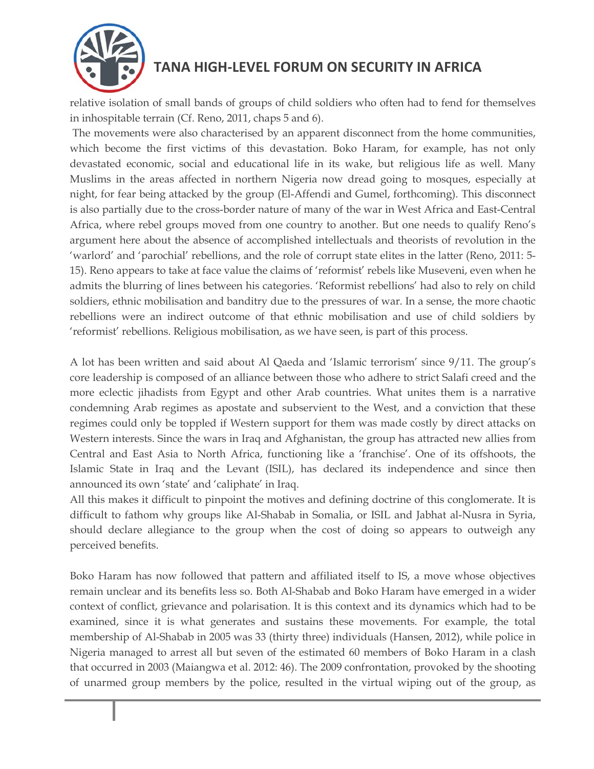relative isolation of small bands of groups of child soldiers who often had to fend for themselves in inhospitable terrain (Cf. Reno, 2011, chaps 5 and 6).

The movements were also characterised by an apparent disconnect from the home communities, which become the first victims of this devastation. Boko Haram, for example, has not only devastated economic, social and educational life in its wake, but religious life as well. Many Muslims in the areas affected in northern Nigeria now dread going to mosques, especially at night, for fear being attacked by the group (El-Affendi and Gumel, forthcoming). This disconnect is also partially due to the cross-border nature of many of the war in West Africa and East-Central Africa, where rebel groups moved from one country to another. But one needs to qualify Reno's argument here about the absence of accomplished intellectuals and theorists of revolution in the 'warlord' and 'parochial' rebellions, and the role of corrupt state elites in the latter (Reno, 2011: 5-15). Reno appears to take at face value the claims of 'reformist' rebels like Museveni, even when he admits the blurring of lines between his categories. 'Reformist rebellions' had also to rely on child soldiers, ethnic mobilisation and banditry due to the pressures of war. In a sense, the more chaotic rebellions were an indirect outcome of that ethnic mobilisation and use of child soldiers by 'reformist' rebellions. Religious mobilisation, as we have seen, is part of this process.

A lot has been written and said about Al Qaeda and 'Islamic terrorism' since 9/11. The group's core leadership is composed of an alliance between those who adhere to strict Salafi creed and the more eclectic jihadists from Egypt and other Arab countries. What unites them is a narrative condemning Arab regimes as apostate and subservient to the West, and a conviction that these regimes could only be toppled if Western support for them was made costly by direct attacks on Western interests. Since the wars in Iraq and Afghanistan, the group has attracted new allies from Central and East Asia to North Africa, functioning like a 'franchise'. One of its offshoots, the Islamic State in Iraq and the Levant (ISIL), has declared its independence and since then announced its own 'state' and 'caliphate' in Iraq.

All this makes it difficult to pinpoint the motives and defining doctrine of this conglomerate. It is difficult to fathom why groups like Al-Shabab in Somalia, or ISIL and Jabhat al-Nusra in Syria, should declare allegiance to the group when the cost of doing so appears to outweigh any perceived benefits.

Boko Haram has now followed that pattern and affiliated itself to IS, a move whose objectives remain unclear and its benefits less so. Both Al-Shabab and Boko Haram have emerged in a wider context of conflict, grievance and polarisation. It is this context and its dynamics which had to be examined, since it is what generates and sustains these movements. For example, the total membership of Al-Shabab in 2005 was 33 (thirty three) individuals (Hansen, 2012), while police in Nigeria managed to arrest all but seven of the estimated 60 members of Boko Haram in a clash that occurred in 2003 (Maiangwa et al. 2012: 46). The 2009 confrontation, provoked by the shooting of unarmed group members by the police, resulted in the virtual wiping out of the group, as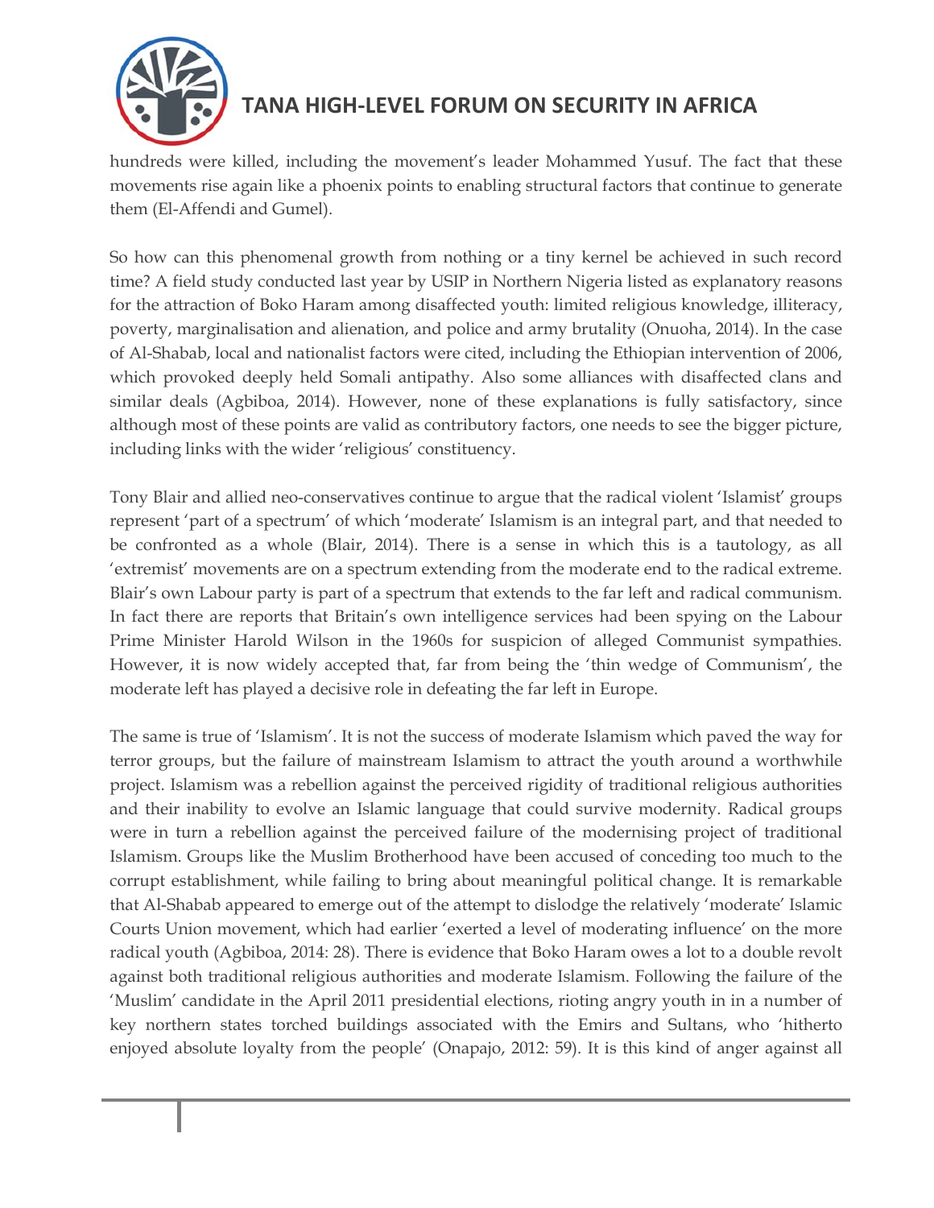hundreds were killed, including the movement's leader Mohammed Yusuf. The fact that these movements rise again like a phoenix points to enabling structural factors that continue to generate them (El-Affendi and Gumel).

So how can this phenomenal growth from nothing or a tiny kernel be achieved in such record time? A field study conducted last year by USIP in Northern Nigeria listed as explanatory reasons for the attraction of Boko Haram among disaffected youth: limited religious knowledge, illiteracy, poverty, marginalisation and alienation, and police and army brutality (Onuoha, 2014). In the case of Al-Shabab, local and nationalist factors were cited, including the Ethiopian intervention of 2006, which provoked deeply held Somali antipathy. Also some alliances with disaffected clans and similar deals (Agbiboa, 2014). However, none of these explanations is fully satisfactory, since although most of these points are valid as contributory factors, one needs to see the bigger picture, including links with the wider 'religious' constituency.

Tony Blair and allied neo-conservatives continue to argue that the radical violent 'Islamist' groups represent 'part of a spectrum' of which 'moderate' Islamism is an integral part, and that needed to be confronted as a whole (Blair, 2014). There is a sense in which this is a tautology, as all 'extremist' movements are on a spectrum extending from the moderate end to the radical extreme. Blair's own Labour party is part of a spectrum that extends to the far left and radical communism. In fact there are reports that Britain's own intelligence services had been spying on the Labour Prime Minister Harold Wilson in the 1960s for suspicion of alleged Communist sympathies. However, it is now widely accepted that, far from being the 'thin wedge of Communism', the moderate left has played a decisive role in defeating the far left in Europe.

The same is true of 'Islamism'. It is not the success of moderate Islamism which paved the way for terror groups, but the failure of mainstream Islamism to attract the youth around a worthwhile project. Islamism was a rebellion against the perceived rigidity of traditional religious authorities and their inability to evolve an Islamic language that could survive modernity. Radical groups were in turn a rebellion against the perceived failure of the modernising project of traditional Islamism. Groups like the Muslim Brotherhood have been accused of conceding too much to the corrupt establishment, while failing to bring about meaningful political change. It is remarkable that Al-Shabab appeared to emerge out of the attempt to dislodge the relatively 'moderate' Islamic Courts Union movement, which had earlier 'exerted a level of moderating influence' on the more radical youth (Agbiboa, 2014: 28). There is evidence that Boko Haram owes a lot to a double revolt against both traditional religious authorities and moderate Islamism. Following the failure of the 'Muslim' candidate in the April 2011 presidential elections, rioting angry youth in in a number of key northern states torched buildings associated with the Emirs and Sultans, who 'hitherto enjoyed absolute loyalty from the people' (Onapajo, 2012: 59). It is this kind of anger against all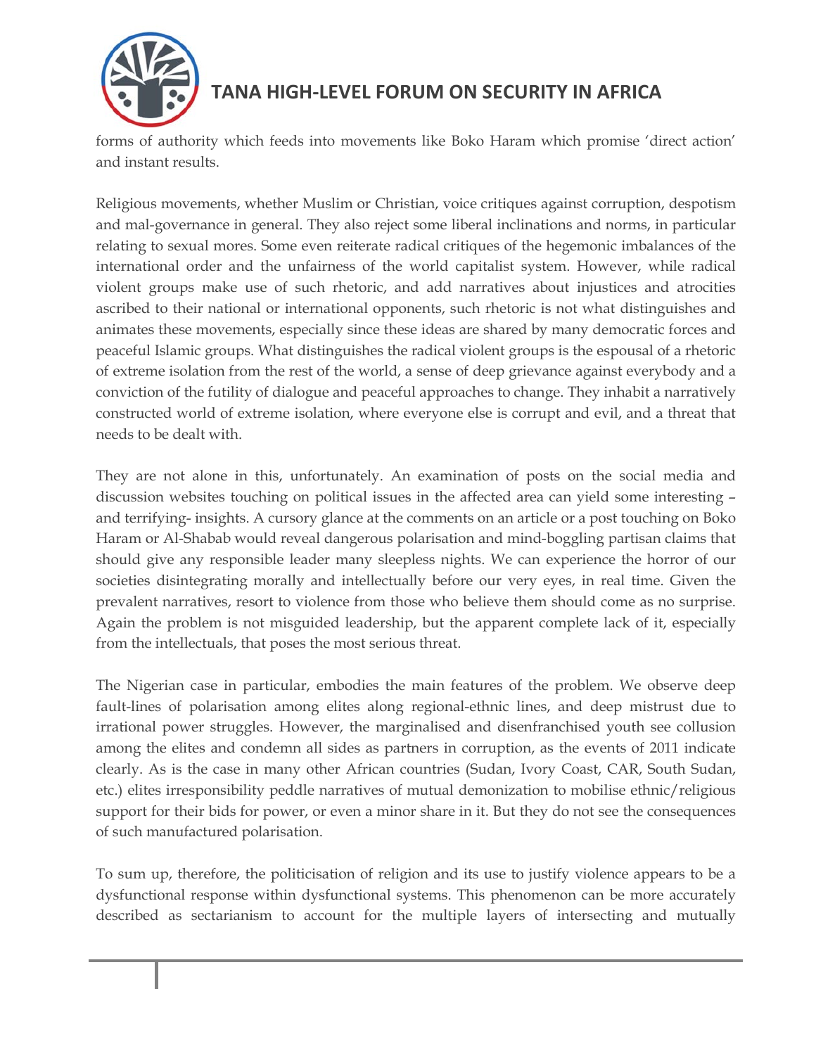forms of authority which feeds into movements like Boko Haram which promise 'direct action' and instant results.

Religious movements, whether Muslim or Christian, voice critiques against corruption, despotism and mal-governance in general. They also reject some liberal inclinations and norms, in particular relating to sexual mores. Some even reiterate radical critiques of the hegemonic imbalances of the international order and the unfairness of the world capitalist system. However, while radical violent groups make use of such rhetoric, and add narratives about injustices and atrocities ascribed to their national or international opponents, such rhetoric is not what distinguishes and animates these movements, especially since these ideas are shared by many democratic forces and peaceful Islamic groups. What distinguishes the radical violent groups is the espousal of a rhetoric of extreme isolation from the rest of the world, a sense of deep grievance against everybody and a conviction of the futility of dialogue and peaceful approaches to change. They inhabit a narratively constructed world of extreme isolation, where everyone else is corrupt and evil, and a threat that needs to be dealt with.

They are not alone in this, unfortunately. An examination of posts on the social media and discussion websites touching on political issues in the affected area can yield some interesting – and terrifying- insights. A cursory glance at the comments on an article or a post touching on Boko Haram or Al-Shabab would reveal dangerous polarisation and mind-boggling partisan claims that should give any responsible leader many sleepless nights. We can experience the horror of our societies disintegrating morally and intellectually before our very eyes, in real time. Given the prevalent narratives, resort to violence from those who believe them should come as no surprise. Again the problem is not misguided leadership, but the apparent complete lack of it, especially from the intellectuals, that poses the most serious threat.

The Nigerian case in particular, embodies the main features of the problem. We observe deep fault-lines of polarisation among elites along regional-ethnic lines, and deep mistrust due to irrational power struggles. However, the marginalised and disenfranchised youth see collusion among the elites and condemn all sides as partners in corruption, as the events of 2011 indicate clearly. As is the case in many other African countries (Sudan, Ivory Coast, CAR, South Sudan, etc.) elites irresponsibility peddle narratives of mutual demonization to mobilise ethnic/religious support for their bids for power, or even a minor share in it. But they do not see the consequences of such manufactured polarisation.

To sum up, therefore, the politicisation of religion and its use to justify violence appears to be a dysfunctional response within dysfunctional systems. This phenomenon can be more accurately described as sectarianism to account for the multiple layers of intersecting and mutually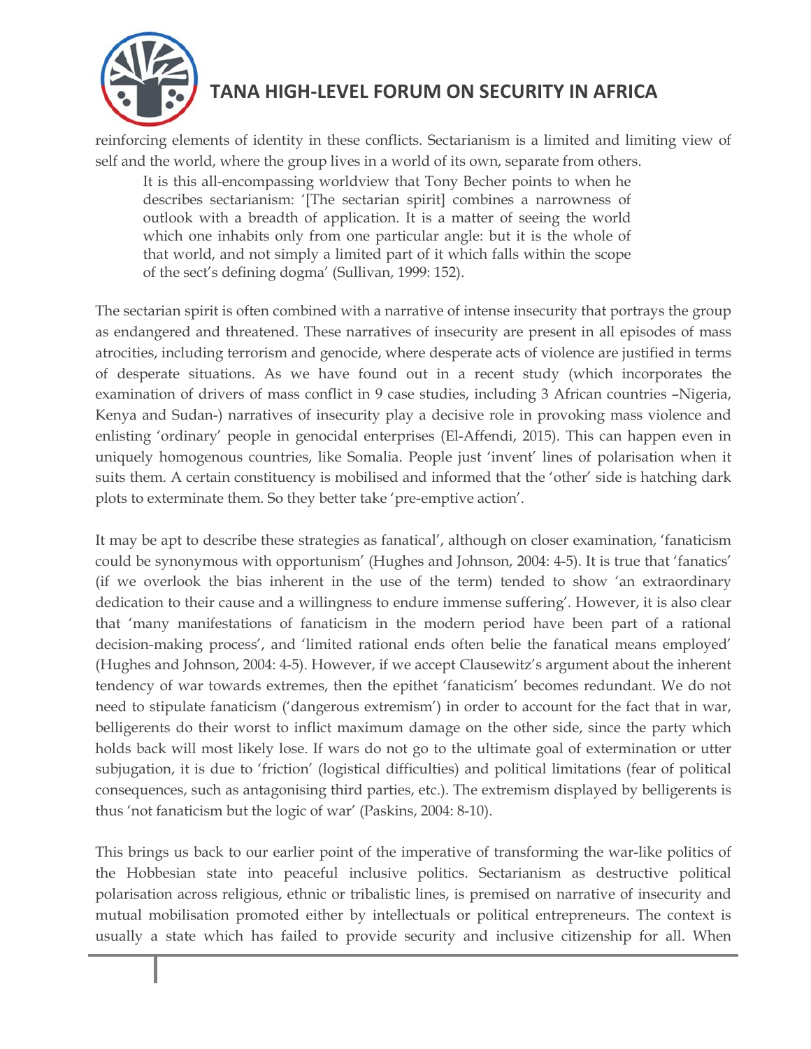reinforcing elements of identity in these conflicts. Sectarianism is a limited and limiting view of self and the world, where the group lives in a world of its own, separate from others.

> It is this all-encompassing worldview that Tony Becher points to when he describes sectarianism: '[The sectarian spirit] combines a narrowness of outlook with a breadth of application. It is a matter of seeing the world which one inhabits only from one particular angle: but it is the whole of that world, and not simply a limited part of it which falls within the scope of the sect's defining dogma' (Sullivan, 1999: 152).

The sectarian spirit is often combined with a narrative of intense insecurity that portrays the group as endangered and threatened. These narratives of insecurity are present in all episodes of mass atrocities, including terrorism and genocide, where desperate acts of violence are justified in terms of desperate situations. As we have found out in a recent study (which incorporates the examination of drivers of mass conflict in 9 case studies, including 3 African countries –Nigeria, Kenya and Sudan-) narratives of insecurity play a decisive role in provoking mass violence and enlisting 'ordinary' people in genocidal enterprises (El-Affendi, 2015). This can happen even in uniquely homogenous countries, like Somalia. People just 'invent' lines of polarisation when it suits them. A certain constituency is mobilised and informed that the 'other' side is hatching dark plots to exterminate them. So they better take 'pre-emptive action'.

It may be apt to describe these strategies as fanatical', although on closer examination, 'fanaticism could be synonymous with opportunism' (Hughes and Johnson, 2004: 4-5). It is true that 'fanatics' (if we overlook the bias inherent in the use of the term) tended to show 'an extraordinary dedication to their cause and a willingness to endure immense suffering'. However, it is also clear that 'many manifestations of fanaticism in the modern period have been part of a rational decision-making process', and 'limited rational ends often belie the fanatical means employed' (Hughes and Johnson, 2004: 4-5). However, if we accept Clausewitz's argument about the inherent tendency of war towards extremes, then the epithet 'fanaticism' becomes redundant. We do not need to stipulate fanaticism ('dangerous extremism') in order to account for the fact that in war, belligerents do their worst to inflict maximum damage on the other side, since the party which holds back will most likely lose. If wars do not go to the ultimate goal of extermination or utter subjugation, it is due to 'friction' (logistical difficulties) and political limitations (fear of political consequences, such as antagonising third parties, etc.). The extremism displayed by belligerents is thus 'not fanaticism but the logic of war' (Paskins, 2004: 8-10).

This brings us back to our earlier point of the imperative of transforming the war-like politics of the Hobbesian state into peaceful inclusive politics. Sectarianism as destructive political polarisation across religious, ethnic or tribalistic lines, is premised on narrative of insecurity and mutual mobilisation promoted either by intellectuals or political entrepreneurs. The context is usually a state which has failed to provide security and inclusive citizenship for all. When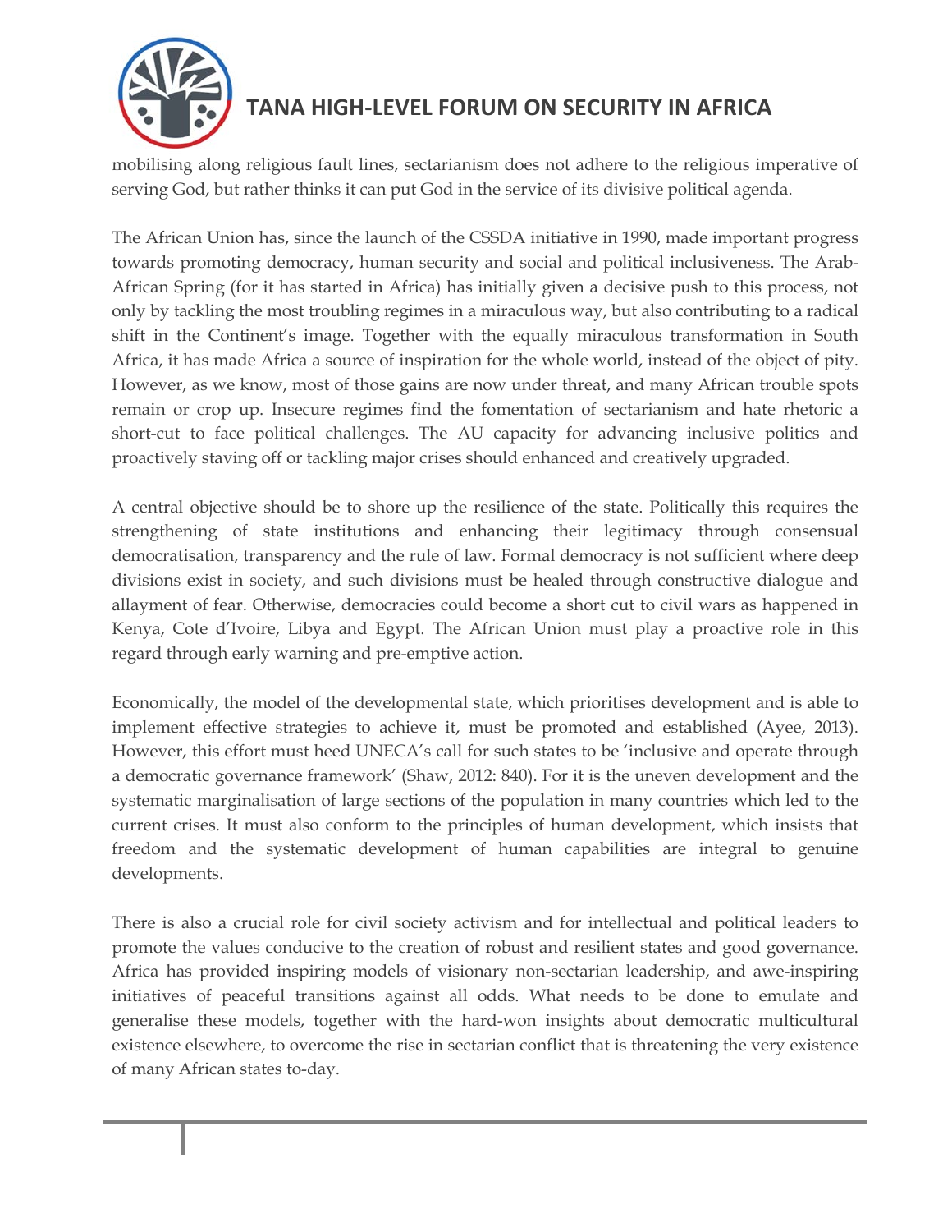mobilising along religious fault lines, sectarianism does not adhere to the religious imperative of serving God, but rather thinks it can put God in the service of its divisive political agenda.

The African Union has, since the launch of the CSSDA initiative in 1990, made important progress towards promoting democracy, human security and social and political inclusiveness. The Arab-African Spring (for it has started in Africa) has initially given a decisive push to this process, not only by tackling the most troubling regimes in a miraculous way, but also contributing to a radical shift in the Continent's image. Together with the equally miraculous transformation in South Africa, it has made Africa a source of inspiration for the whole world, instead of the object of pity. However, as we know, most of those gains are now under threat, and many African trouble spots remain or crop up. Insecure regimes find the fomentation of sectarianism and hate rhetoric a short-cut to face political challenges. The AU capacity for advancing inclusive politics and proactively staving off or tackling major crises should enhanced and creatively upgraded.

A central objective should be to shore up the resilience of the state. Politically this requires the strengthening of state institutions and enhancing their legitimacy through consensual democratisation, transparency and the rule of law. Formal democracy is not sufficient where deep divisions exist in society, and such divisions must be healed through constructive dialogue and allayment of fear. Otherwise, democracies could become a short cut to civil wars as happened in Kenya, Cote d'Ivoire, Libya and Egypt. The African Union must play a proactive role in this regard through early warning and pre-emptive action.

Economically, the model of the developmental state, which prioritises development and is able to implement effective strategies to achieve it, must be promoted and established (Ayee, 2013). However, this effort must heed UNECA's call for such states to be 'inclusive and operate through a democratic governance framework' (Shaw, 2012: 840). For it is the uneven development and the systematic marginalisation of large sections of the population in many countries which led to the current crises. It must also conform to the principles of human development, which insists that freedom and the systematic development of human capabilities are integral to genuine developments.

There is also a crucial role for civil society activism and for intellectual and political leaders to promote the values conducive to the creation of robust and resilient states and good governance. Africa has provided inspiring models of visionary non-sectarian leadership, and awe-inspiring initiatives of peaceful transitions against all odds. What needs to be done to emulate and generalise these models, together with the hard-won insights about democratic multicultural existence elsewhere, to overcome the rise in sectarian conflict that is threatening the very existence of many African states to-day.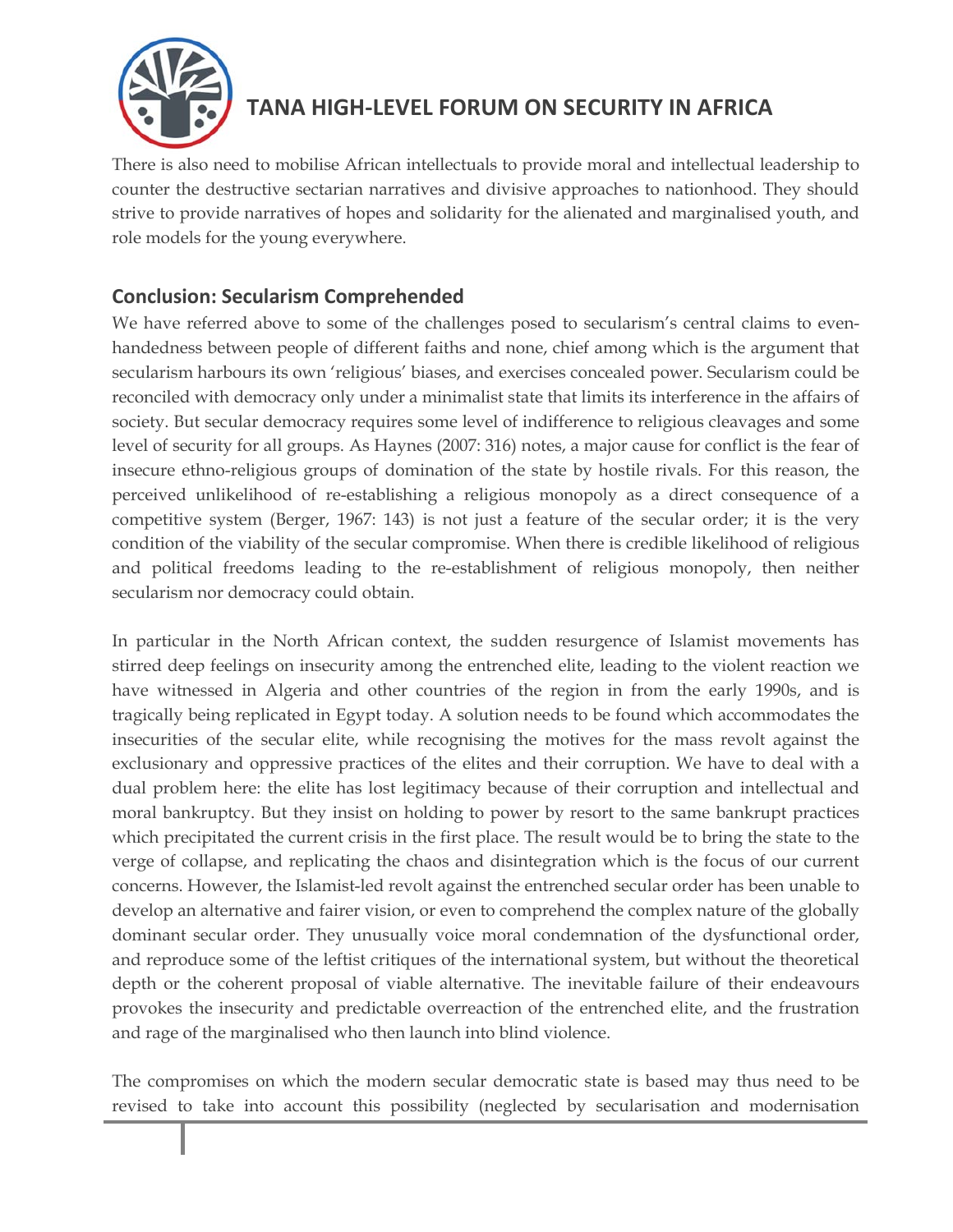There is also need to mobilise African intellectuals to provide moral and intellectual leadership to counter the destructive sectarian narratives and divisive approaches to nationhood. They should strive to provide narratives of hopes and solidarity for the alienated and marginalised youth, and role models for the young everywhere.

## Conclusion: Secularism Comprehended

We have referred above to some of the challenges posed to secularism's central claims to even-handedness between people of different faiths and none, chief among which is the argument that secularism harbours its own 'religious' biases, and exercises concealed power. Secularism could be reconciled with democracy only under a minimalist state that limits its interference in the affairs of society. But secular democracy requires some level of indifference to religious cleavages and some level of security for all groups. As Haynes (2007: 316) notes, a major cause for conflict is the fear of insecure ethno-religious groups of domination of the state by hostile rivals. For this reason, the perceived unlikelihood of re-establishing a religious monopoly as a direct consequence of a competitive system (Berger, 1967: 143) is not just a feature of the secular order; it is the very condition of the viability of the secular compromise. When there is credible likelihood of religious and political freedoms leading to the re-establishment of religious monopoly, then neither secularism nor democracy could obtain.

In particular in the North African context, the sudden resurgence of Islamist movements has stirred deep feelings on insecurity among the entrenched elite, leading to the violent reaction we have witnessed in Algeria and other countries of the region in from the early 1990s, and is tragically being replicated in Egypt today. A solution needs to be found which accommodates the insecurities of the secular elite, while recognising the motives for the mass revolt against the exclusionary and oppressive practices of the elites and their corruption. We have to deal with a dual problem here: the elite has lost legitimacy because of their corruption and intellectual and moral bankruptcy. But they insist on holding to power by resort to the same bankrupt practices which precipitated the current crisis in the first place. The result would be to bring the state to the verge of collapse, and replicating the chaos and disintegration which is the focus of our current concerns. However, the Islamist-led revolt against the entrenched secular order has been unable to develop an alternative and fairer vision, or even to comprehend the complex nature of the globally dominant secular order. They unusually voice moral condemnation of the dysfunctional order, and reproduce some of the leftist critiques of the international system, but without the theoretical depth or the coherent proposal of viable alternative. The inevitable failure of their endeavours provokes the insecurity and predictable overreaction of the entrenched elite, and the frustration and rage of the marginalised who then launch into blind violence.

The compromises on which the modern secular democratic state is based may thus need to be revised to take into account this possibility (neglected by secularisation and modernisation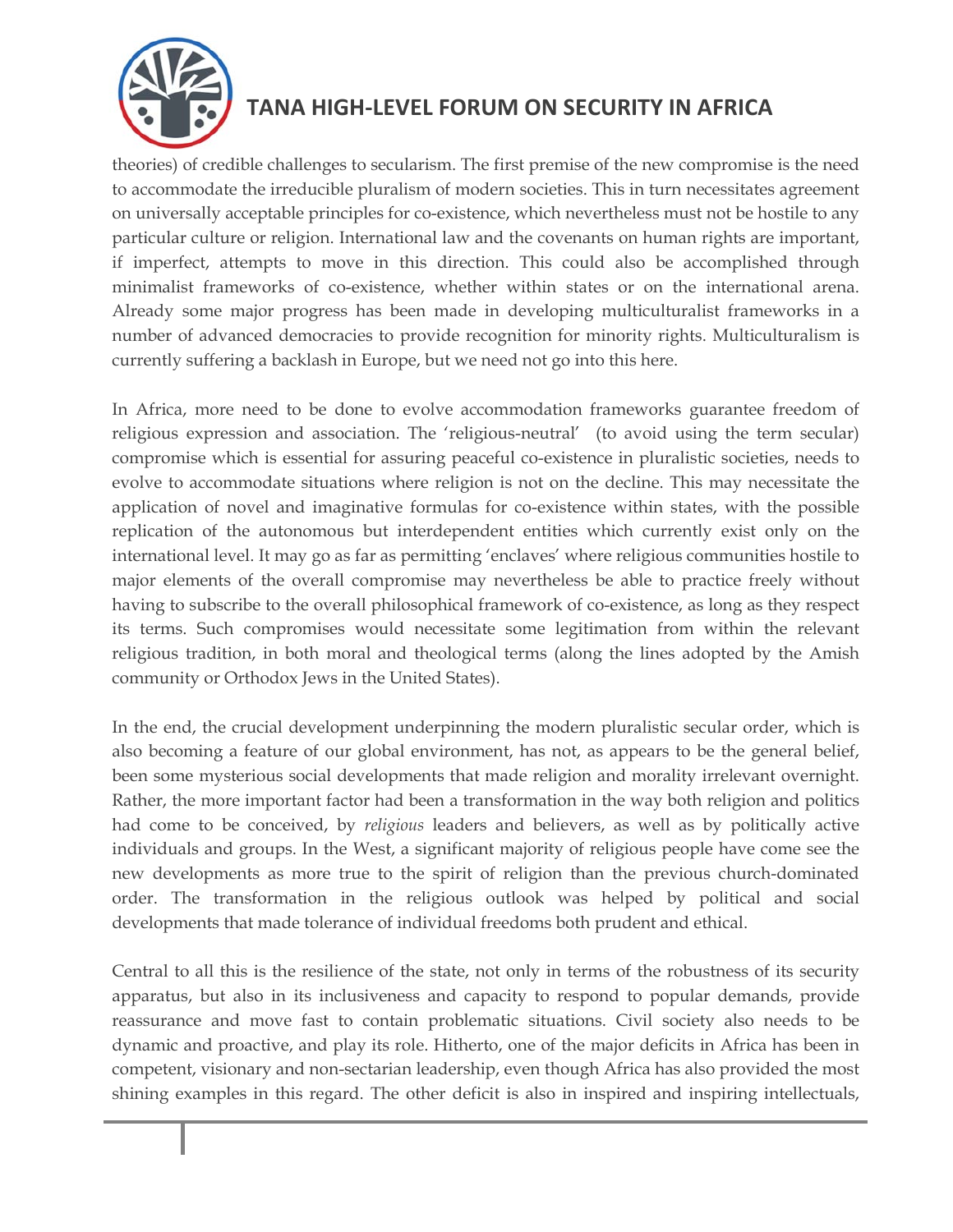theories) of credible challenges to secularism. The first premise of the new compromise is the need to accommodate the irreducible pluralism of modern societies. This in turn necessitates agreement on universally acceptable principles for co-existence, which nevertheless must not be hostile to any particular culture or religion. International law and the covenants on human rights are important, if imperfect, attempts to move in this direction. This could also be accomplished through minimalist frameworks of co-existence, whether within states or on the international arena. Already some major progress has been made in developing multiculturalist frameworks in a number of advanced democracies to provide recognition for minority rights. Multiculturalism is currently suffering a backlash in Europe, but we need not go into this here.

In Africa, more need to be done to evolve accommodation frameworks guarantee freedom of religious expression and association. The 'religious-neutral' (to avoid using the term secular) compromise which is essential for assuring peaceful co-existence in pluralistic societies, needs to evolve to accommodate situations where religion is not on the decline. This may necessitate the application of novel and imaginative formulas for co-existence within states, with the possible replication of the autonomous but interdependent entities which currently exist only on the international level. It may go as far as permitting 'enclaves' where religious communities hostile to major elements of the overall compromise may nevertheless be able to practice freely without having to subscribe to the overall philosophical framework of co-existence, as long as they respect its terms. Such compromises would necessitate some legitimation from within the relevant religious tradition, in both moral and theological terms (along the lines adopted by the Amish community or Orthodox Jews in the United States).

In the end, the crucial development underpinning the modern pluralistic secular order, which is also becoming a feature of our global environment, has not, as appears to be the general belief, been some mysterious social developments that made religion and morality irrelevant overnight. Rather, the more important factor had been a transformation in the way both religion and politics had come to be conceived, by *religious* leaders and believers, as well as by politically active individuals and groups. In the West, a significant majority of religious people have come see the new developments as more true to the spirit of religion than the previous church-dominated order. The transformation in the religious outlook was helped by political and social developments that made tolerance of individual freedoms both prudent and ethical.

Central to all this is the resilience of the state, not only in terms of the robustness of its security apparatus, but also in its inclusiveness and capacity to respond to popular demands, provide reassurance and move fast to contain problematic situations. Civil society also needs to be dynamic and proactive, and play its role. Hitherto, one of the major deficits in Africa has been in competent, visionary and non-sectarian leadership, even though Africa has also provided the most shining examples in this regard. The other deficit is also in inspired and inspiring intellectuals,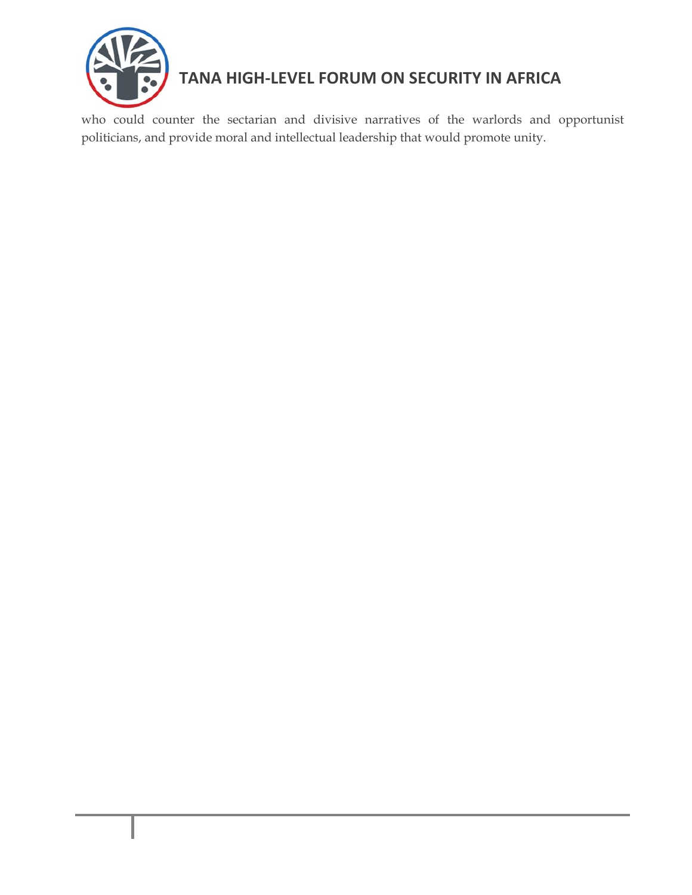who could counter the sectarian and divisive narratives of the warlords and opportunist politicians, and provide moral and intellectual leadership that would promote unity.